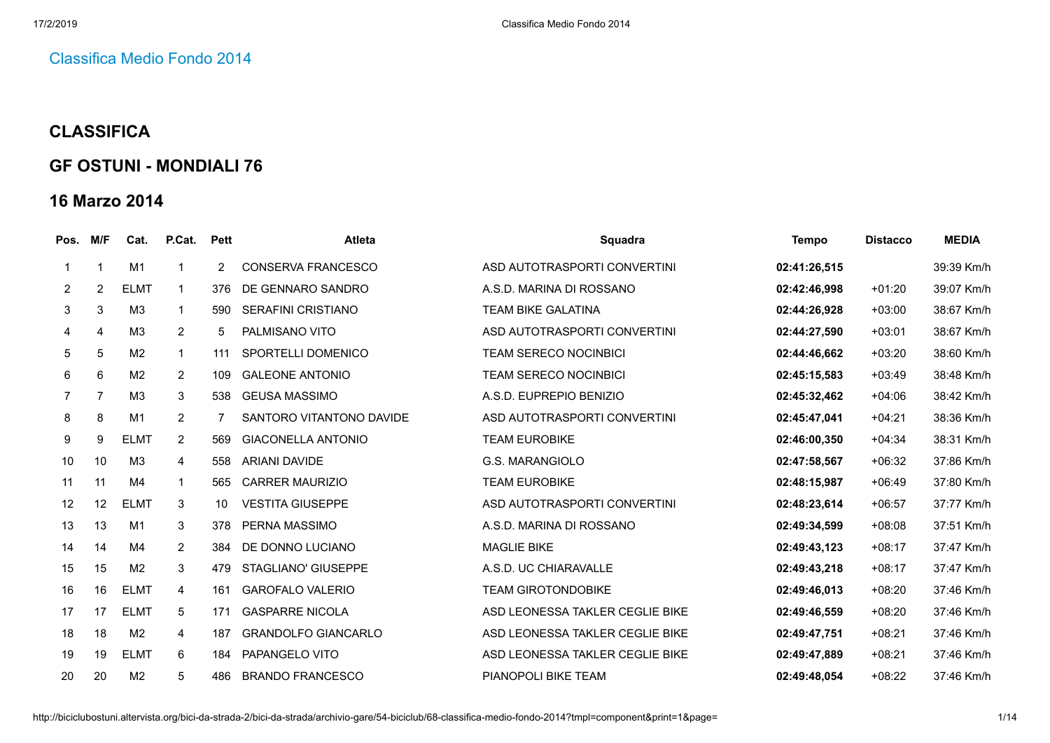Classifica Medio Fondo 2014

## CLASSIFICA

## GF OSTUNI - MONDIALI 76

## 16 Marzo 2014

| Pos. | M/F | Cat. | P.Cat. | Pett | Atleta | Squadra | Tempo | Distacco | MEDIA |
|---|---|---|---|---|---|---|---|---|---|
| 1 | 1 | M1 | 1 | 2 | CONSERVA FRANCESCO | ASD AUTOTRASPORTI CONVERTINI | **02:41:26,515** | | 39:39 Km/h |
| 2 | 2 | ELMT | 1 | 376 | DE GENNARO SANDRO | A.S.D. MARINA DI ROSSANO | **02:42:46,998** | +01:20 | 39:07 Km/h |
| 3 | 3 | M3 | 1 | 590 | SERAFINI CRISTIANO | TEAM BIKE GALATINA | **02:44:26,928** | +03:00 | 38:67 Km/h |
| 4 | 4 | M3 | 2 | 5 | PALMISANO VITO | ASD AUTOTRASPORTI CONVERTINI | **02:44:27,590** | +03:01 | 38:67 Km/h |
| 5 | 5 | M2 | 1 | 111 | SPORTELLI DOMENICO | TEAM SERECO NOCINBICI | **02:44:46,662** | +03:20 | 38:60 Km/h |
| 6 | 6 | M2 | 2 | 109 | GALEONE ANTONIO | TEAM SERECO NOCINBICI | **02:45:15,583** | +03:49 | 38:48 Km/h |
| 7 | 7 | M3 | 3 | 538 | GEUSA MASSIMO | A.S.D. EUPREPIO BENIZIO | **02:45:32,462** | +04:06 | 38:42 Km/h |
| 8 | 8 | M1 | 2 | 7 | SANTORO VITANTONO DAVIDE | ASD AUTOTRASPORTI CONVERTINI | **02:45:47,041** | +04:21 | 38:36 Km/h |
| 9 | 9 | ELMT | 2 | 569 | GIACONELLA ANTONIO | TEAM EUROBIKE | **02:46:00,350** | +04:34 | 38:31 Km/h |
| 10 | 10 | M3 | 4 | 558 | ARIANI DAVIDE | G.S. MARANGIOLO | **02:47:58,567** | +06:32 | 37:86 Km/h |
| 11 | 11 | M4 | 1 | 565 | CARRER MAURIZIO | TEAM EUROBIKE | **02:48:15,987** | +06:49 | 37:80 Km/h |
| 12 | 12 | ELMT | 3 | 10 | VESTITA GIUSEPPE | ASD AUTOTRASPORTI CONVERTINI | **02:48:23,614** | +06:57 | 37:77 Km/h |
| 13 | 13 | M1 | 3 | 378 | PERNA MASSIMO | A.S.D. MARINA DI ROSSANO | **02:49:34,599** | +08:08 | 37:51 Km/h |
| 14 | 14 | M4 | 2 | 384 | DE DONNO LUCIANO | MAGLIE BIKE | **02:49:43,123** | +08:17 | 37:47 Km/h |
| 15 | 15 | M2 | 3 | 479 | STAGLIANO' GIUSEPPE | A.S.D. UC CHIARAVALLE | **02:49:43,218** | +08:17 | 37:47 Km/h |
| 16 | 16 | ELMT | 4 | 161 | GAROFALO VALERIO | TEAM GIROTONDOBIKE | **02:49:46,013** | +08:20 | 37:46 Km/h |
| 17 | 17 | ELMT | 5 | 171 | GASPARRE NICOLA | ASD LEONESSA TAKLER CEGLIE BIKE | **02:49:46,559** | +08:20 | 37:46 Km/h |
| 18 | 18 | M2 | 4 | 187 | GRANDOLFO GIANCARLO | ASD LEONESSA TAKLER CEGLIE BIKE | **02:49:47,751** | +08:21 | 37:46 Km/h |
| 19 | 19 | ELMT | 6 | 184 | PAPANGELO VITO | ASD LEONESSA TAKLER CEGLIE BIKE | **02:49:47,889** | +08:21 | 37:46 Km/h |
| 20 | 20 | M2 | 5 | 486 | BRANDO FRANCESCO | PIANOPOLI BIKE TEAM | **02:49:48,054** | +08:22 | 37:46 Km/h |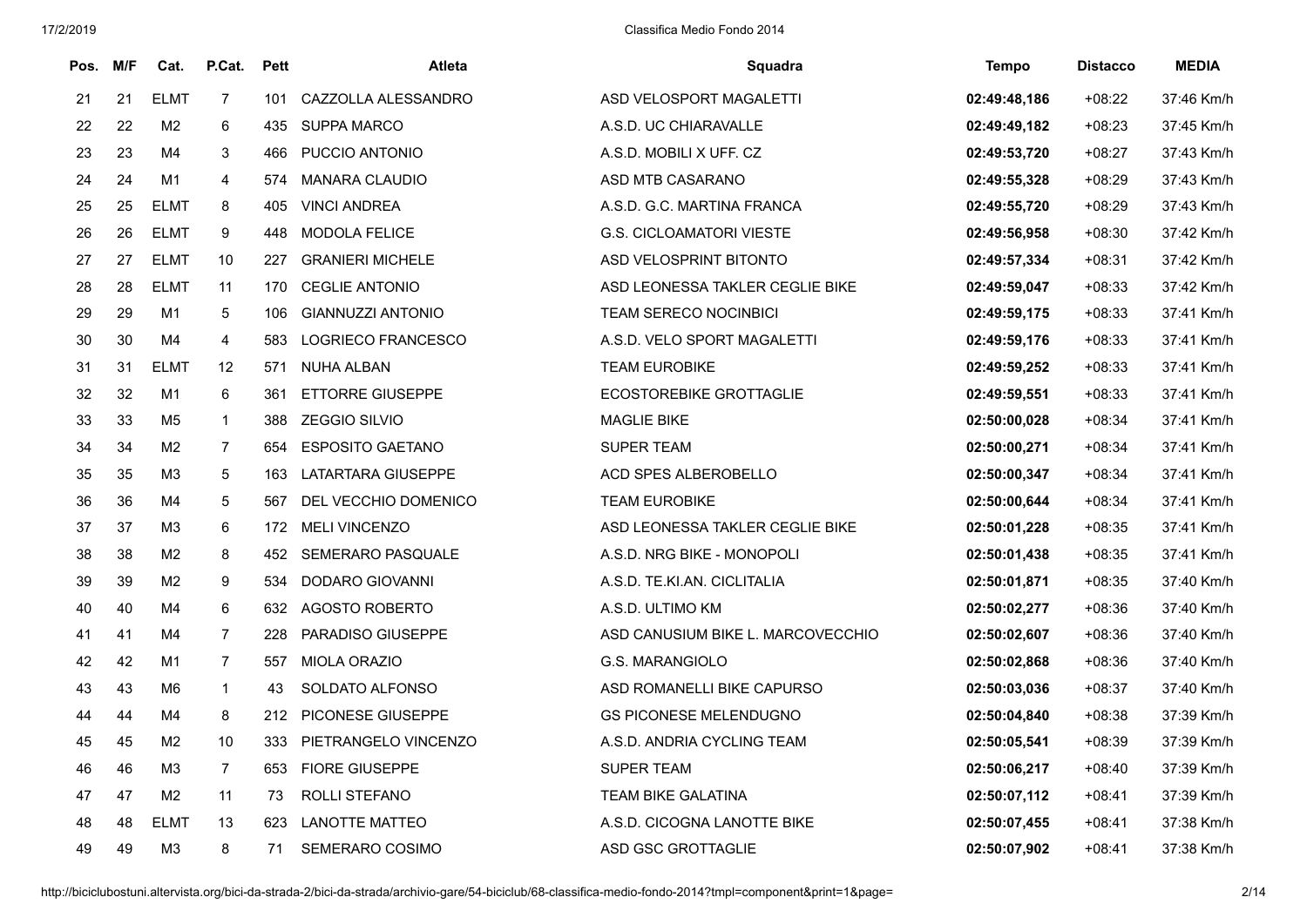| Pos. | M/F | Cat. | P.Cat. | Pett | Atleta | Squadra | Tempo | Distacco | MEDIA |
|---|---|---|---|---|---|---|---|---|---|
| 21 | 21 | ELMT | 7 | 101 | CAZZOLLA ALESSANDRO | ASD VELOSPORT MAGALETTI | **02:49:48,186** | +08:22 | 37:46 Km/h |
| 22 | 22 | M2 | 6 | 435 | SUPPA MARCO | A.S.D. UC CHIARAVALLE | **02:49:49,182** | +08:23 | 37:45 Km/h |
| 23 | 23 | M4 | 3 | 466 | PUCCIO ANTONIO | A.S.D. MOBILI X UFF. CZ | **02:49:53,720** | +08:27 | 37:43 Km/h |
| 24 | 24 | M1 | 4 | 574 | MANARA CLAUDIO | ASD MTB CASARANO | **02:49:55,328** | +08:29 | 37:43 Km/h |
| 25 | 25 | ELMT | 8 | 405 | VINCI ANDREA | A.S.D. G.C. MARTINA FRANCA | **02:49:55,720** | +08:29 | 37:43 Km/h |
| 26 | 26 | ELMT | 9 | 448 | MODOLA FELICE | G.S. CICLOAMATORI VIESTE | **02:49:56,958** | +08:30 | 37:42 Km/h |
| 27 | 27 | ELMT | 10 | 227 | GRANIERI MICHELE | ASD VELOSPRINT BITONTO | **02:49:57,334** | +08:31 | 37:42 Km/h |
| 28 | 28 | ELMT | 11 | 170 | CEGLIE ANTONIO | ASD LEONESSA TAKLER CEGLIE BIKE | **02:49:59,047** | +08:33 | 37:42 Km/h |
| 29 | 29 | M1 | 5 | 106 | GIANNUZZI ANTONIO | TEAM SERECO NOCINBICI | **02:49:59,175** | +08:33 | 37:41 Km/h |
| 30 | 30 | M4 | 4 | 583 | LOGRIECO FRANCESCO | A.S.D. VELO SPORT MAGALETTI | **02:49:59,176** | +08:33 | 37:41 Km/h |
| 31 | 31 | ELMT | 12 | 571 | NUHA ALBAN | TEAM EUROBIKE | **02:49:59,252** | +08:33 | 37:41 Km/h |
| 32 | 32 | M1 | 6 | 361 | ETTORRE GIUSEPPE | ECOSTOREBIKE GROTTAGLIE | **02:49:59,551** | +08:33 | 37:41 Km/h |
| 33 | 33 | M5 | 1 | 388 | ZEGGIO SILVIO | MAGLIE BIKE | **02:50:00,028** | +08:34 | 37:41 Km/h |
| 34 | 34 | M2 | 7 | 654 | ESPOSITO GAETANO | SUPER TEAM | **02:50:00,271** | +08:34 | 37:41 Km/h |
| 35 | 35 | M3 | 5 | 163 | LATARTARA GIUSEPPE | ACD SPES ALBEROBELLO | **02:50:00,347** | +08:34 | 37:41 Km/h |
| 36 | 36 | M4 | 5 | 567 | DEL VECCHIO DOMENICO | TEAM EUROBIKE | **02:50:00,644** | +08:34 | 37:41 Km/h |
| 37 | 37 | M3 | 6 | 172 | MELI VINCENZO | ASD LEONESSA TAKLER CEGLIE BIKE | **02:50:01,228** | +08:35 | 37:41 Km/h |
| 38 | 38 | M2 | 8 | 452 | SEMERARO PASQUALE | A.S.D. NRG BIKE - MONOPOLI | **02:50:01,438** | +08:35 | 37:41 Km/h |
| 39 | 39 | M2 | 9 | 534 | DODARO GIOVANNI | A.S.D. TE.KI.AN. CICLITALIA | **02:50:01,871** | +08:35 | 37:40 Km/h |
| 40 | 40 | M4 | 6 | 632 | AGOSTO ROBERTO | A.S.D. ULTIMO KM | **02:50:02,277** | +08:36 | 37:40 Km/h |
| 41 | 41 | M4 | 7 | 228 | PARADISO GIUSEPPE | ASD CANUSIUM BIKE L. MARCOVECCHIO | **02:50:02,607** | +08:36 | 37:40 Km/h |
| 42 | 42 | M1 | 7 | 557 | MIOLA ORAZIO | G.S. MARANGIOLO | **02:50:02,868** | +08:36 | 37:40 Km/h |
| 43 | 43 | M6 | 1 | 43 | SOLDATO ALFONSO | ASD ROMANELLI BIKE CAPURSO | **02:50:03,036** | +08:37 | 37:40 Km/h |
| 44 | 44 | M4 | 8 | 212 | PICONESE GIUSEPPE | GS PICONESE MELENDUGNO | **02:50:04,840** | +08:38 | 37:39 Km/h |
| 45 | 45 | M2 | 10 | 333 | PIETRANGELO VINCENZO | A.S.D. ANDRIA CYCLING TEAM | **02:50:05,541** | +08:39 | 37:39 Km/h |
| 46 | 46 | M3 | 7 | 653 | FIORE GIUSEPPE | SUPER TEAM | **02:50:06,217** | +08:40 | 37:39 Km/h |
| 47 | 47 | M2 | 11 | 73 | ROLLI STEFANO | TEAM BIKE GALATINA | **02:50:07,112** | +08:41 | 37:39 Km/h |
| 48 | 48 | ELMT | 13 | 623 | LANOTTE MATTEO | A.S.D. CICOGNA LANOTTE BIKE | **02:50:07,455** | +08:41 | 37:38 Km/h |
| 49 | 49 | M3 | 8 | 71 | SEMERARO COSIMO | ASD GSC GROTTAGLIE | **02:50:07,902** | +08:41 | 37:38 Km/h |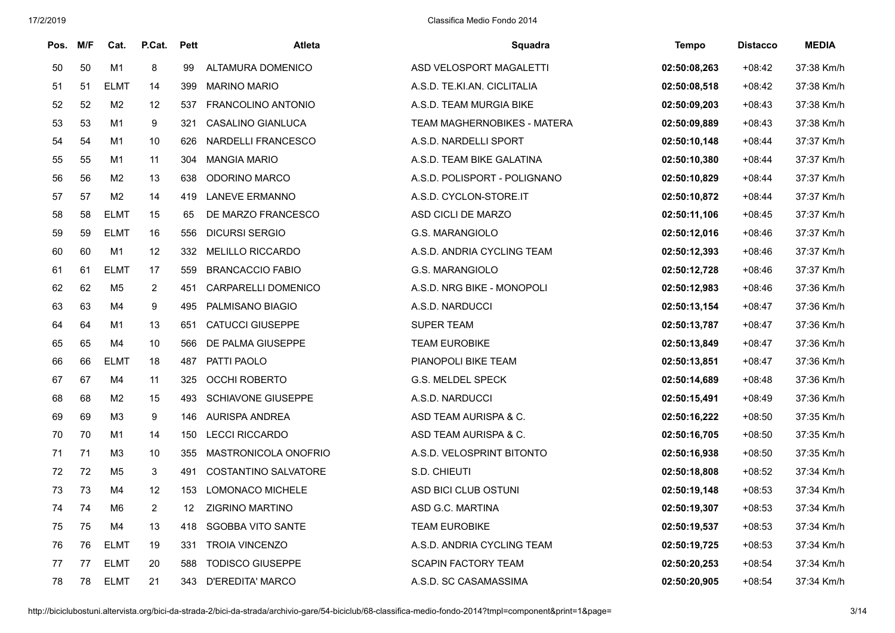| Pos. | M/F | Cat. | P.Cat. | Pett | Atleta | Squadra | Tempo | Distacco | MEDIA |
|---|---|---|---|---|---|---|---|---|---|
| 50 | 50 | M1 | 8 | 99 | ALTAMURA DOMENICO | ASD VELOSPORT MAGALETTI | **02:50:08,263** | +08:42 | 37:38 Km/h |
| 51 | 51 | ELMT | 14 | 399 | MARINO MARIO | A.S.D. TE.KI.AN. CICLITALIA | **02:50:08,518** | +08:42 | 37:38 Km/h |
| 52 | 52 | M2 | 12 | 537 | FRANCOLINO ANTONIO | A.S.D. TEAM MURGIA BIKE | **02:50:09,203** | +08:43 | 37:38 Km/h |
| 53 | 53 | M1 | 9 | 321 | CASALINO GIANLUCA | TEAM MAGHERNOBIKES - MATERA | **02:50:09,889** | +08:43 | 37:38 Km/h |
| 54 | 54 | M1 | 10 | 626 | NARDELLI FRANCESCO | A.S.D. NARDELLI SPORT | **02:50:10,148** | +08:44 | 37:37 Km/h |
| 55 | 55 | M1 | 11 | 304 | MANGIA MARIO | A.S.D. TEAM BIKE GALATINA | **02:50:10,380** | +08:44 | 37:37 Km/h |
| 56 | 56 | M2 | 13 | 638 | ODORINO MARCO | A.S.D. POLISPORT - POLIGNANO | **02:50:10,829** | +08:44 | 37:37 Km/h |
| 57 | 57 | M2 | 14 | 419 | LANEVE ERMANNO | A.S.D. CYCLON-STORE.IT | **02:50:10,872** | +08:44 | 37:37 Km/h |
| 58 | 58 | ELMT | 15 | 65 | DE MARZO FRANCESCO | ASD CICLI DE MARZO | **02:50:11,106** | +08:45 | 37:37 Km/h |
| 59 | 59 | ELMT | 16 | 556 | DICURSI SERGIO | G.S. MARANGIOLO | **02:50:12,016** | +08:46 | 37:37 Km/h |
| 60 | 60 | M1 | 12 | 332 | MELILLO RICCARDO | A.S.D. ANDRIA CYCLING TEAM | **02:50:12,393** | +08:46 | 37:37 Km/h |
| 61 | 61 | ELMT | 17 | 559 | BRANCACCIO FABIO | G.S. MARANGIOLO | **02:50:12,728** | +08:46 | 37:37 Km/h |
| 62 | 62 | M5 | 2 | 451 | CARPARELLI DOMENICO | A.S.D. NRG BIKE - MONOPOLI | **02:50:12,983** | +08:46 | 37:36 Km/h |
| 63 | 63 | M4 | 9 | 495 | PALMISANO BIAGIO | A.S.D. NARDUCCI | **02:50:13,154** | +08:47 | 37:36 Km/h |
| 64 | 64 | M1 | 13 | 651 | CATUCCI GIUSEPPE | SUPER TEAM | **02:50:13,787** | +08:47 | 37:36 Km/h |
| 65 | 65 | M4 | 10 | 566 | DE PALMA GIUSEPPE | TEAM EUROBIKE | **02:50:13,849** | +08:47 | 37:36 Km/h |
| 66 | 66 | ELMT | 18 | 487 | PATTI PAOLO | PIANOPOLI BIKE TEAM | **02:50:13,851** | +08:47 | 37:36 Km/h |
| 67 | 67 | M4 | 11 | 325 | OCCHI ROBERTO | G.S. MELDEL SPECK | **02:50:14,689** | +08:48 | 37:36 Km/h |
| 68 | 68 | M2 | 15 | 493 | SCHIAVONE GIUSEPPE | A.S.D. NARDUCCI | **02:50:15,491** | +08:49 | 37:36 Km/h |
| 69 | 69 | M3 | 9 | 146 | AURISPA ANDREA | ASD TEAM AURISPA & C. | **02:50:16,222** | +08:50 | 37:35 Km/h |
| 70 | 70 | M1 | 14 | 150 | LECCI RICCARDO | ASD TEAM AURISPA & C. | **02:50:16,705** | +08:50 | 37:35 Km/h |
| 71 | 71 | M3 | 10 | 355 | MASTRONICOLA ONOFRIO | A.S.D. VELOSPRINT BITONTO | **02:50:16,938** | +08:50 | 37:35 Km/h |
| 72 | 72 | M5 | 3 | 491 | COSTANTINO SALVATORE | S.D. CHIEUTI | **02:50:18,808** | +08:52 | 37:34 Km/h |
| 73 | 73 | M4 | 12 | 153 | LOMONACO MICHELE | ASD BICI CLUB OSTUNI | **02:50:19,148** | +08:53 | 37:34 Km/h |
| 74 | 74 | M6 | 2 | 12 | ZIGRINO MARTINO | ASD G.C. MARTINA | **02:50:19,307** | +08:53 | 37:34 Km/h |
| 75 | 75 | M4 | 13 | 418 | SGOBBA VITO SANTE | TEAM EUROBIKE | **02:50:19,537** | +08:53 | 37:34 Km/h |
| 76 | 76 | ELMT | 19 | 331 | TROIA VINCENZO | A.S.D. ANDRIA CYCLING TEAM | **02:50:19,725** | +08:53 | 37:34 Km/h |
| 77 | 77 | ELMT | 20 | 588 | TODISCO GIUSEPPE | SCAPIN FACTORY TEAM | **02:50:20,253** | +08:54 | 37:34 Km/h |
| 78 | 78 | ELMT | 21 | 343 | D'EREDITA' MARCO | A.S.D. SC CASAMASSIMA | **02:50:20,905** | +08:54 | 37:34 Km/h |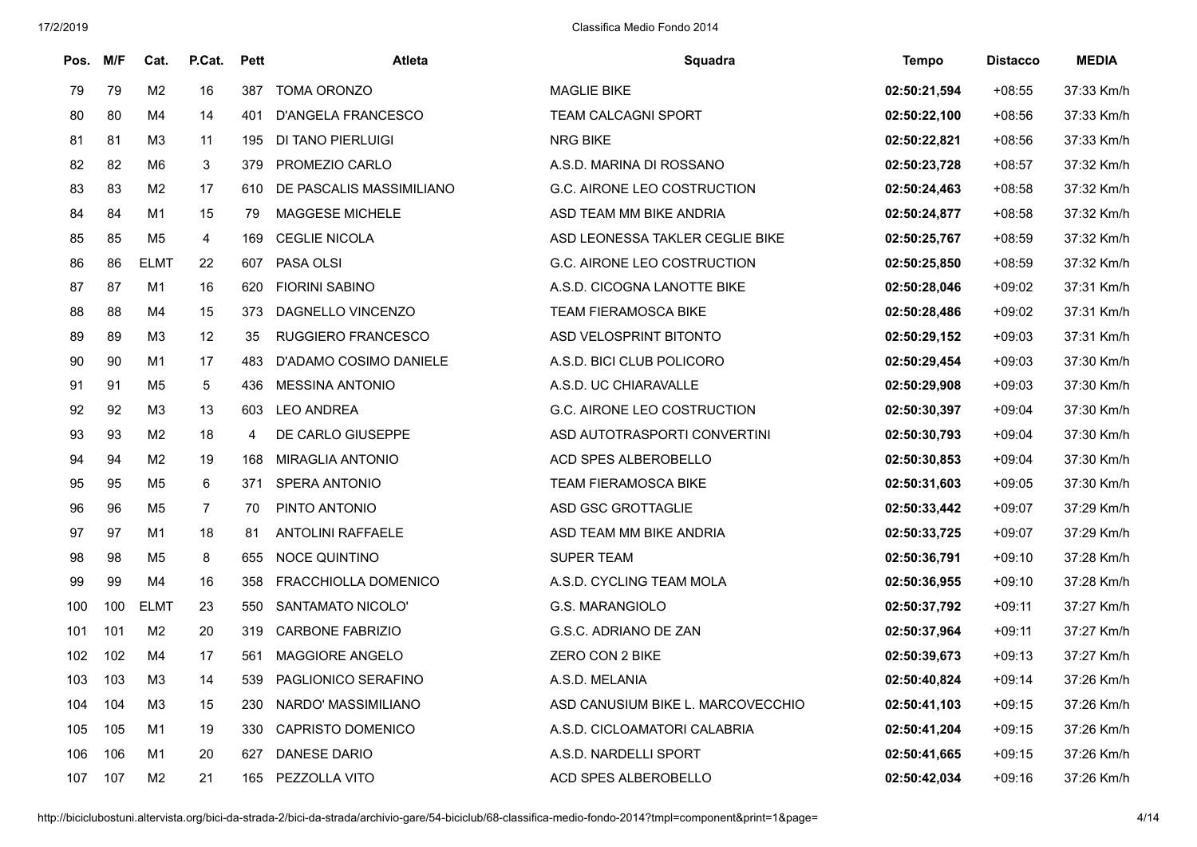| Pos. | M/F | Cat. | P.Cat. | Pett | Atleta | Squadra | Tempo | Distacco | MEDIA |
|---|---|---|---|---|---|---|---|---|---|
| 79 | 79 | M2 | 16 | 387 | TOMA ORONZO | MAGLIE BIKE | **02:50:21,594** | +08:55 | 37:33 Km/h |
| 80 | 80 | M4 | 14 | 401 | D'ANGELA FRANCESCO | TEAM CALCAGNI SPORT | **02:50:22,100** | +08:56 | 37:33 Km/h |
| 81 | 81 | M3 | 11 | 195 | DI TANO PIERLUIGI | NRG BIKE | **02:50:22,821** | +08:56 | 37:33 Km/h |
| 82 | 82 | M6 | 3 | 379 | PROMEZIO CARLO | A.S.D. MARINA DI ROSSANO | **02:50:23,728** | +08:57 | 37:32 Km/h |
| 83 | 83 | M2 | 17 | 610 | DE PASCALIS MASSIMILIANO | G.C. AIRONE LEO COSTRUCTION | **02:50:24,463** | +08:58 | 37:32 Km/h |
| 84 | 84 | M1 | 15 | 79 | MAGGESE MICHELE | ASD TEAM MM BIKE ANDRIA | **02:50:24,877** | +08:58 | 37:32 Km/h |
| 85 | 85 | M5 | 4 | 169 | CEGLIE NICOLA | ASD LEONESSA TAKLER CEGLIE BIKE | **02:50:25,767** | +08:59 | 37:32 Km/h |
| 86 | 86 | ELMT | 22 | 607 | PASA OLSI | G.C. AIRONE LEO COSTRUCTION | **02:50:25,850** | +08:59 | 37:32 Km/h |
| 87 | 87 | M1 | 16 | 620 | FIORINI SABINO | A.S.D. CICOGNA LANOTTE BIKE | **02:50:28,046** | +09:02 | 37:31 Km/h |
| 88 | 88 | M4 | 15 | 373 | DAGNELLO VINCENZO | TEAM FIERAMOSCA BIKE | **02:50:28,486** | +09:02 | 37:31 Km/h |
| 89 | 89 | M3 | 12 | 35 | RUGGIERO FRANCESCO | ASD VELOSPRINT BITONTO | **02:50:29,152** | +09:03 | 37:31 Km/h |
| 90 | 90 | M1 | 17 | 483 | D'ADAMO COSIMO DANIELE | A.S.D. BICI CLUB POLICORO | **02:50:29,454** | +09:03 | 37:30 Km/h |
| 91 | 91 | M5 | 5 | 436 | MESSINA ANTONIO | A.S.D. UC CHIARAVALLE | **02:50:29,908** | +09:03 | 37:30 Km/h |
| 92 | 92 | M3 | 13 | 603 | LEO ANDREA | G.C. AIRONE LEO COSTRUCTION | **02:50:30,397** | +09:04 | 37:30 Km/h |
| 93 | 93 | M2 | 18 | 4 | DE CARLO GIUSEPPE | ASD AUTOTRASPORTI CONVERTINI | **02:50:30,793** | +09:04 | 37:30 Km/h |
| 94 | 94 | M2 | 19 | 168 | MIRAGLIA ANTONIO | ACD SPES ALBEROBELLO | **02:50:30,853** | +09:04 | 37:30 Km/h |
| 95 | 95 | M5 | 6 | 371 | SPERA ANTONIO | TEAM FIERAMOSCA BIKE | **02:50:31,603** | +09:05 | 37:30 Km/h |
| 96 | 96 | M5 | 7 | 70 | PINTO ANTONIO | ASD GSC GROTTAGLIE | **02:50:33,442** | +09:07 | 37:29 Km/h |
| 97 | 97 | M1 | 18 | 81 | ANTOLINI RAFFAELE | ASD TEAM MM BIKE ANDRIA | **02:50:33,725** | +09:07 | 37:29 Km/h |
| 98 | 98 | M5 | 8 | 655 | NOCE QUINTINO | SUPER TEAM | **02:50:36,791** | +09:10 | 37:28 Km/h |
| 99 | 99 | M4 | 16 | 358 | FRACCHIOLLA DOMENICO | A.S.D. CYCLING TEAM MOLA | **02:50:36,955** | +09:10 | 37:28 Km/h |
| 100 | 100 | ELMT | 23 | 550 | SANTAMATO NICOLO' | G.S. MARANGIOLO | **02:50:37,792** | +09:11 | 37:27 Km/h |
| 101 | 101 | M2 | 20 | 319 | CARBONE FABRIZIO | G.S.C. ADRIANO DE ZAN | **02:50:37,964** | +09:11 | 37:27 Km/h |
| 102 | 102 | M4 | 17 | 561 | MAGGIORE ANGELO | ZERO CON 2 BIKE | **02:50:39,673** | +09:13 | 37:27 Km/h |
| 103 | 103 | M3 | 14 | 539 | PAGLIONICO SERAFINO | A.S.D. MELANIA | **02:50:40,824** | +09:14 | 37:26 Km/h |
| 104 | 104 | M3 | 15 | 230 | NARDO' MASSIMILIANO | ASD CANUSIUM BIKE L. MARCOVECCHIO | **02:50:41,103** | +09:15 | 37:26 Km/h |
| 105 | 105 | M1 | 19 | 330 | CAPRISTO DOMENICO | A.S.D. CICLOAMATORI CALABRIA | **02:50:41,204** | +09:15 | 37:26 Km/h |
| 106 | 106 | M1 | 20 | 627 | DANESE DARIO | A.S.D. NARDELLI SPORT | **02:50:41,665** | +09:15 | 37:26 Km/h |
| 107 | 107 | M2 | 21 | 165 | PEZZOLLA VITO | ACD SPES ALBEROBELLO | **02:50:42,034** | +09:16 | 37:26 Km/h |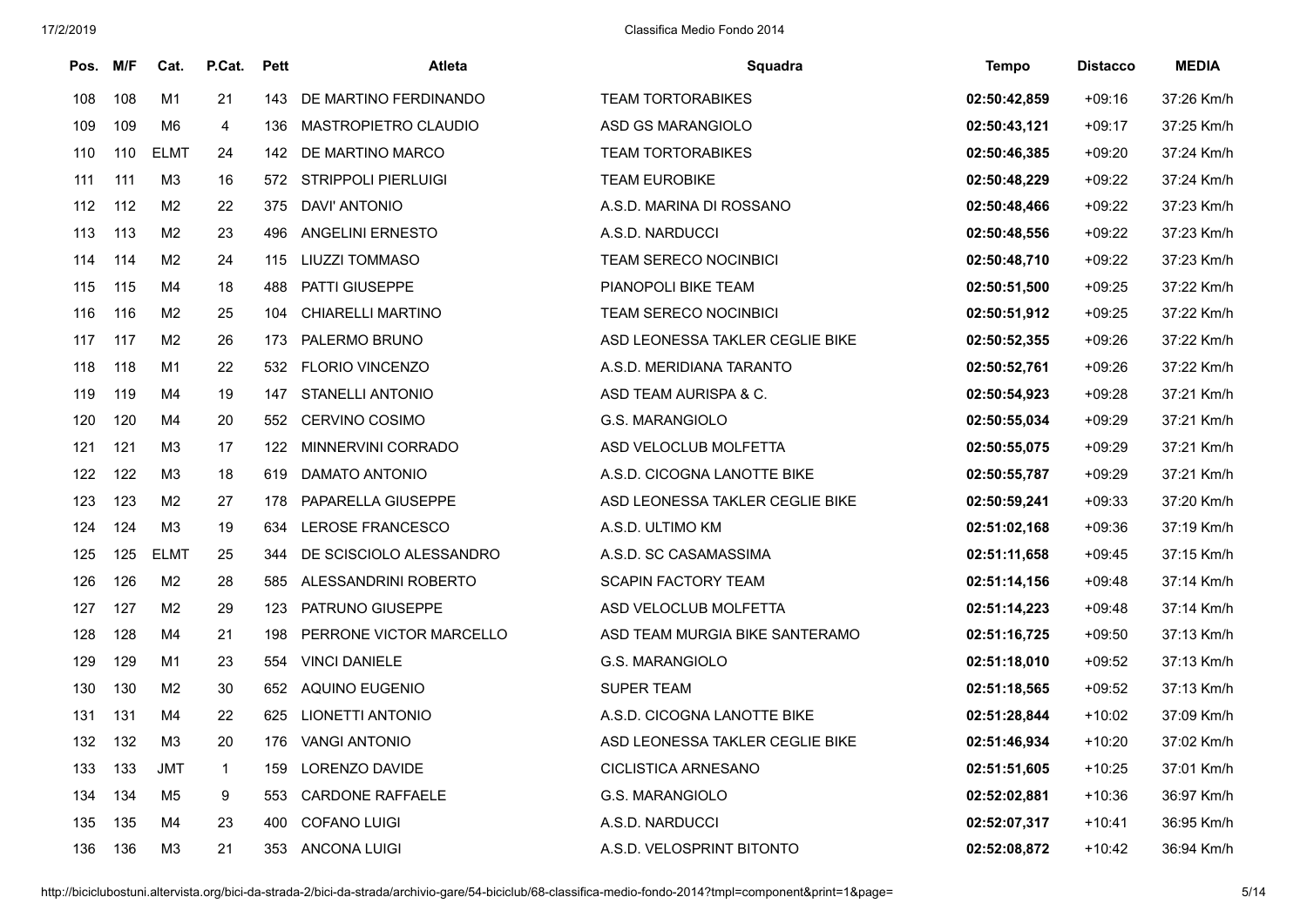| Pos. | M/F | Cat. | P.Cat. | Pett | Atleta | Squadra | Tempo | Distacco | MEDIA |
|---|---|---|---|---|---|---|---|---|---|
| 108 | 108 | M1 | 21 | 143 | DE MARTINO FERDINANDO | TEAM TORTORABIKES | **02:50:42,859** | +09:16 | 37:26 Km/h |
| 109 | 109 | M6 | 4 | 136 | MASTROPIETRO CLAUDIO | ASD GS MARANGIOLO | **02:50:43,121** | +09:17 | 37:25 Km/h |
| 110 | 110 | ELMT | 24 | 142 | DE MARTINO MARCO | TEAM TORTORABIKES | **02:50:46,385** | +09:20 | 37:24 Km/h |
| 111 | 111 | M3 | 16 | 572 | STRIPPOLI PIERLUIGI | TEAM EUROBIKE | **02:50:48,229** | +09:22 | 37:24 Km/h |
| 112 | 112 | M2 | 22 | 375 | DAVI' ANTONIO | A.S.D. MARINA DI ROSSANO | **02:50:48,466** | +09:22 | 37:23 Km/h |
| 113 | 113 | M2 | 23 | 496 | ANGELINI ERNESTO | A.S.D. NARDUCCI | **02:50:48,556** | +09:22 | 37:23 Km/h |
| 114 | 114 | M2 | 24 | 115 | LIUZZI TOMMASO | TEAM SERECO NOCINBICI | **02:50:48,710** | +09:22 | 37:23 Km/h |
| 115 | 115 | M4 | 18 | 488 | PATTI GIUSEPPE | PIANOPOLI BIKE TEAM | **02:50:51,500** | +09:25 | 37:22 Km/h |
| 116 | 116 | M2 | 25 | 104 | CHIARELLI MARTINO | TEAM SERECO NOCINBICI | **02:50:51,912** | +09:25 | 37:22 Km/h |
| 117 | 117 | M2 | 26 | 173 | PALERMO BRUNO | ASD LEONESSA TAKLER CEGLIE BIKE | **02:50:52,355** | +09:26 | 37:22 Km/h |
| 118 | 118 | M1 | 22 | 532 | FLORIO VINCENZO | A.S.D. MERIDIANA TARANTO | **02:50:52,761** | +09:26 | 37:22 Km/h |
| 119 | 119 | M4 | 19 | 147 | STANELLI ANTONIO | ASD TEAM AURISPA & C. | **02:50:54,923** | +09:28 | 37:21 Km/h |
| 120 | 120 | M4 | 20 | 552 | CERVINO COSIMO | G.S. MARANGIOLO | **02:50:55,034** | +09:29 | 37:21 Km/h |
| 121 | 121 | M3 | 17 | 122 | MINNERVINI CORRADO | ASD VELOCLUB MOLFETTA | **02:50:55,075** | +09:29 | 37:21 Km/h |
| 122 | 122 | M3 | 18 | 619 | DAMATO ANTONIO | A.S.D. CICOGNA LANOTTE BIKE | **02:50:55,787** | +09:29 | 37:21 Km/h |
| 123 | 123 | M2 | 27 | 178 | PAPARELLA GIUSEPPE | ASD LEONESSA TAKLER CEGLIE BIKE | **02:50:59,241** | +09:33 | 37:20 Km/h |
| 124 | 124 | M3 | 19 | 634 | LEROSE FRANCESCO | A.S.D. ULTIMO KM | **02:51:02,168** | +09:36 | 37:19 Km/h |
| 125 | 125 | ELMT | 25 | 344 | DE SCISCIOLO ALESSANDRO | A.S.D. SC CASAMASSIMA | **02:51:11,658** | +09:45 | 37:15 Km/h |
| 126 | 126 | M2 | 28 | 585 | ALESSANDRINI ROBERTO | SCAPIN FACTORY TEAM | **02:51:14,156** | +09:48 | 37:14 Km/h |
| 127 | 127 | M2 | 29 | 123 | PATRUNO GIUSEPPE | ASD VELOCLUB MOLFETTA | **02:51:14,223** | +09:48 | 37:14 Km/h |
| 128 | 128 | M4 | 21 | 198 | PERRONE VICTOR MARCELLO | ASD TEAM MURGIA BIKE SANTERAMO | **02:51:16,725** | +09:50 | 37:13 Km/h |
| 129 | 129 | M1 | 23 | 554 | VINCI DANIELE | G.S. MARANGIOLO | **02:51:18,010** | +09:52 | 37:13 Km/h |
| 130 | 130 | M2 | 30 | 652 | AQUINO EUGENIO | SUPER TEAM | **02:51:18,565** | +09:52 | 37:13 Km/h |
| 131 | 131 | M4 | 22 | 625 | LIONETTI ANTONIO | A.S.D. CICOGNA LANOTTE BIKE | **02:51:28,844** | +10:02 | 37:09 Km/h |
| 132 | 132 | M3 | 20 | 176 | VANGI ANTONIO | ASD LEONESSA TAKLER CEGLIE BIKE | **02:51:46,934** | +10:20 | 37:02 Km/h |
| 133 | 133 | JMT | 1 | 159 | LORENZO DAVIDE | CICLISTICA ARNESANO | **02:51:51,605** | +10:25 | 37:01 Km/h |
| 134 | 134 | M5 | 9 | 553 | CARDONE RAFFAELE | G.S. MARANGIOLO | **02:52:02,881** | +10:36 | 36:97 Km/h |
| 135 | 135 | M4 | 23 | 400 | COFANO LUIGI | A.S.D. NARDUCCI | **02:52:07,317** | +10:41 | 36:95 Km/h |
| 136 | 136 | M3 | 21 | 353 | ANCONA LUIGI | A.S.D. VELOSPRINT BITONTO | **02:52:08,872** | +10:42 | 36:94 Km/h |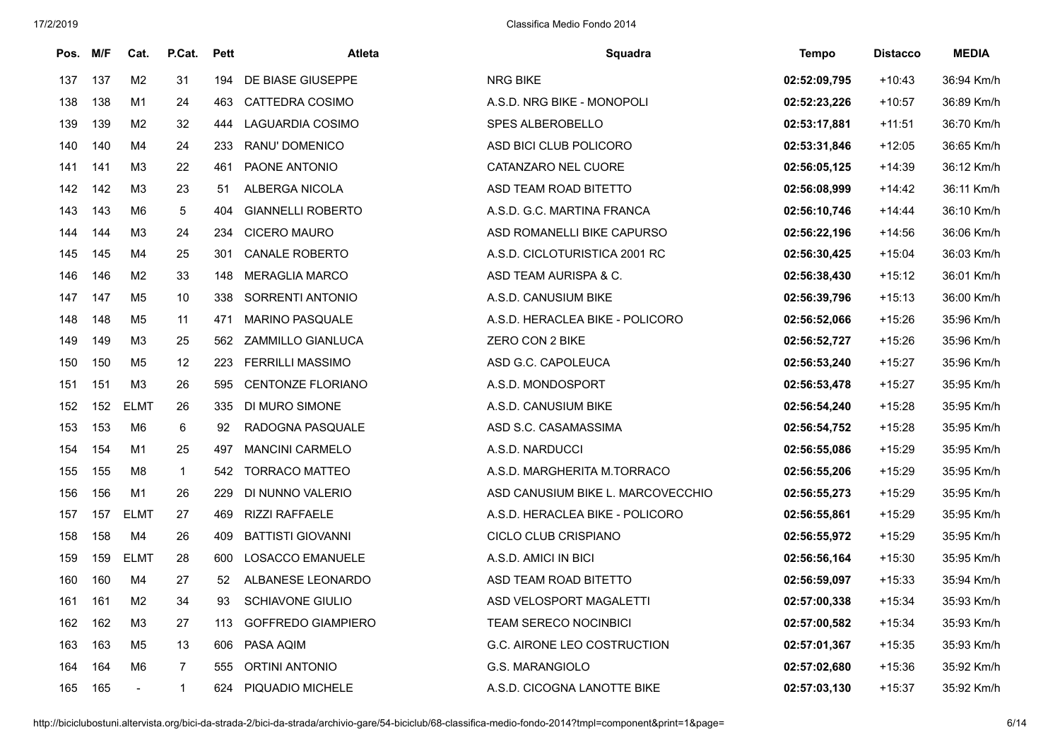| Pos. | M/F | Cat. | P.Cat. | Pett | Atleta | Squadra | Tempo | Distacco | MEDIA |
|---|---|---|---|---|---|---|---|---|---|
| 137 | 137 | M2 | 31 | 194 | DE BIASE GIUSEPPE | NRG BIKE | **02:52:09,795** | +10:43 | 36:94 Km/h |
| 138 | 138 | M1 | 24 | 463 | CATTEDRA COSIMO | A.S.D. NRG BIKE - MONOPOLI | **02:52:23,226** | +10:57 | 36:89 Km/h |
| 139 | 139 | M2 | 32 | 444 | LAGUARDIA COSIMO | SPES ALBEROBELLO | **02:53:17,881** | +11:51 | 36:70 Km/h |
| 140 | 140 | M4 | 24 | 233 | RANU' DOMENICO | ASD BICI CLUB POLICORO | **02:53:31,846** | +12:05 | 36:65 Km/h |
| 141 | 141 | M3 | 22 | 461 | PAONE ANTONIO | CATANZARO NEL CUORE | **02:56:05,125** | +14:39 | 36:12 Km/h |
| 142 | 142 | M3 | 23 | 51 | ALBERGA NICOLA | ASD TEAM ROAD BITETTO | **02:56:08,999** | +14:42 | 36:11 Km/h |
| 143 | 143 | M6 | 5 | 404 | GIANNELLI ROBERTO | A.S.D. G.C. MARTINA FRANCA | **02:56:10,746** | +14:44 | 36:10 Km/h |
| 144 | 144 | M3 | 24 | 234 | CICERO MAURO | ASD ROMANELLI BIKE CAPURSO | **02:56:22,196** | +14:56 | 36:06 Km/h |
| 145 | 145 | M4 | 25 | 301 | CANALE ROBERTO | A.S.D. CICLOTURISTICA 2001 RC | **02:56:30,425** | +15:04 | 36:03 Km/h |
| 146 | 146 | M2 | 33 | 148 | MERAGLIA MARCO | ASD TEAM AURISPA & C. | **02:56:38,430** | +15:12 | 36:01 Km/h |
| 147 | 147 | M5 | 10 | 338 | SORRENTI ANTONIO | A.S.D. CANUSIUM BIKE | **02:56:39,796** | +15:13 | 36:00 Km/h |
| 148 | 148 | M5 | 11 | 471 | MARINO PASQUALE | A.S.D. HERACLEA BIKE - POLICORO | **02:56:52,066** | +15:26 | 35:96 Km/h |
| 149 | 149 | M3 | 25 | 562 | ZAMMILLO GIANLUCA | ZERO CON 2 BIKE | **02:56:52,727** | +15:26 | 35:96 Km/h |
| 150 | 150 | M5 | 12 | 223 | FERRILLI MASSIMO | ASD G.C. CAPOLEUCA | **02:56:53,240** | +15:27 | 35:96 Km/h |
| 151 | 151 | M3 | 26 | 595 | CENTONZE FLORIANO | A.S.D. MONDOSPORT | **02:56:53,478** | +15:27 | 35:95 Km/h |
| 152 | 152 | ELMT | 26 | 335 | DI MURO SIMONE | A.S.D. CANUSIUM BIKE | **02:56:54,240** | +15:28 | 35:95 Km/h |
| 153 | 153 | M6 | 6 | 92 | RADOGNA PASQUALE | ASD S.C. CASAMASSIMA | **02:56:54,752** | +15:28 | 35:95 Km/h |
| 154 | 154 | M1 | 25 | 497 | MANCINI CARMELO | A.S.D. NARDUCCI | **02:56:55,086** | +15:29 | 35:95 Km/h |
| 155 | 155 | M8 | 1 | 542 | TORRACO MATTEO | A.S.D. MARGHERITA M.TORRACO | **02:56:55,206** | +15:29 | 35:95 Km/h |
| 156 | 156 | M1 | 26 | 229 | DI NUNNO VALERIO | ASD CANUSIUM BIKE L. MARCOVECCHIO | **02:56:55,273** | +15:29 | 35:95 Km/h |
| 157 | 157 | ELMT | 27 | 469 | RIZZI RAFFAELE | A.S.D. HERACLEA BIKE - POLICORO | **02:56:55,861** | +15:29 | 35:95 Km/h |
| 158 | 158 | M4 | 26 | 409 | BATTISTI GIOVANNI | CICLO CLUB CRISPIANO | **02:56:55,972** | +15:29 | 35:95 Km/h |
| 159 | 159 | ELMT | 28 | 600 | LOSACCO EMANUELE | A.S.D. AMICI IN BICI | **02:56:56,164** | +15:30 | 35:95 Km/h |
| 160 | 160 | M4 | 27 | 52 | ALBANESE LEONARDO | ASD TEAM ROAD BITETTO | **02:56:59,097** | +15:33 | 35:94 Km/h |
| 161 | 161 | M2 | 34 | 93 | SCHIAVONE GIULIO | ASD VELOSPORT MAGALETTI | **02:57:00,338** | +15:34 | 35:93 Km/h |
| 162 | 162 | M3 | 27 | 113 | GOFFREDO GIAMPIERO | TEAM SERECO NOCINBICI | **02:57:00,582** | +15:34 | 35:93 Km/h |
| 163 | 163 | M5 | 13 | 606 | PASA AQIM | G.C. AIRONE LEO COSTRUCTION | **02:57:01,367** | +15:35 | 35:93 Km/h |
| 164 | 164 | M6 | 7 | 555 | ORTINI ANTONIO | G.S. MARANGIOLO | **02:57:02,680** | +15:36 | 35:92 Km/h |
| 165 | 165 | - | 1 | 624 | PIQUADIO MICHELE | A.S.D. CICOGNA LANOTTE BIKE | **02:57:03,130** | +15:37 | 35:92 Km/h |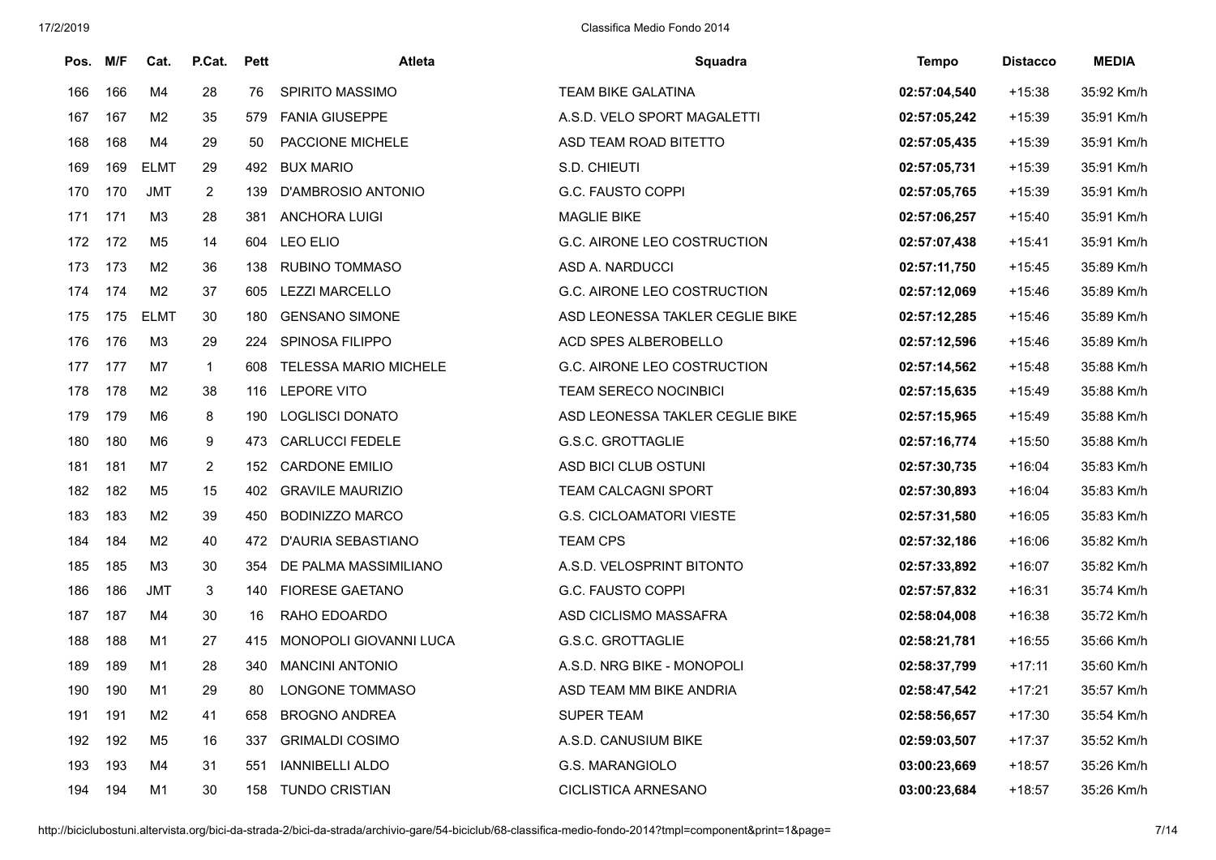| Pos. | M/F | Cat. | P.Cat. | Pett | Atleta | Squadra | Tempo | Distacco | MEDIA |
|---|---|---|---|---|---|---|---|---|---|
| 166 | 166 | M4 | 28 | 76 | SPIRITO MASSIMO | TEAM BIKE GALATINA | **02:57:04,540** | +15:38 | 35:92 Km/h |
| 167 | 167 | M2 | 35 | 579 | FANIA GIUSEPPE | A.S.D. VELO SPORT MAGALETTI | **02:57:05,242** | +15:39 | 35:91 Km/h |
| 168 | 168 | M4 | 29 | 50 | PACCIONE MICHELE | ASD TEAM ROAD BITETTO | **02:57:05,435** | +15:39 | 35:91 Km/h |
| 169 | 169 | ELMT | 29 | 492 | BUX MARIO | S.D. CHIEUTI | **02:57:05,731** | +15:39 | 35:91 Km/h |
| 170 | 170 | JMT | 2 | 139 | D'AMBROSIO ANTONIO | G.C. FAUSTO COPPI | **02:57:05,765** | +15:39 | 35:91 Km/h |
| 171 | 171 | M3 | 28 | 381 | ANCHORA LUIGI | MAGLIE BIKE | **02:57:06,257** | +15:40 | 35:91 Km/h |
| 172 | 172 | M5 | 14 | 604 | LEO ELIO | G.C. AIRONE LEO COSTRUCTION | **02:57:07,438** | +15:41 | 35:91 Km/h |
| 173 | 173 | M2 | 36 | 138 | RUBINO TOMMASO | ASD A. NARDUCCI | **02:57:11,750** | +15:45 | 35:89 Km/h |
| 174 | 174 | M2 | 37 | 605 | LEZZI MARCELLO | G.C. AIRONE LEO COSTRUCTION | **02:57:12,069** | +15:46 | 35:89 Km/h |
| 175 | 175 | ELMT | 30 | 180 | GENSANO SIMONE | ASD LEONESSA TAKLER CEGLIE BIKE | **02:57:12,285** | +15:46 | 35:89 Km/h |
| 176 | 176 | M3 | 29 | 224 | SPINOSA FILIPPO | ACD SPES ALBEROBELLO | **02:57:12,596** | +15:46 | 35:89 Km/h |
| 177 | 177 | M7 | 1 | 608 | TELESSA MARIO MICHELE | G.C. AIRONE LEO COSTRUCTION | **02:57:14,562** | +15:48 | 35:88 Km/h |
| 178 | 178 | M2 | 38 | 116 | LEPORE VITO | TEAM SERECO NOCINBICI | **02:57:15,635** | +15:49 | 35:88 Km/h |
| 179 | 179 | M6 | 8 | 190 | LOGLISCI DONATO | ASD LEONESSA TAKLER CEGLIE BIKE | **02:57:15,965** | +15:49 | 35:88 Km/h |
| 180 | 180 | M6 | 9 | 473 | CARLUCCI FEDELE | G.S.C. GROTTAGLIE | **02:57:16,774** | +15:50 | 35:88 Km/h |
| 181 | 181 | M7 | 2 | 152 | CARDONE EMILIO | ASD BICI CLUB OSTUNI | **02:57:30,735** | +16:04 | 35:83 Km/h |
| 182 | 182 | M5 | 15 | 402 | GRAVILE MAURIZIO | TEAM CALCAGNI SPORT | **02:57:30,893** | +16:04 | 35:83 Km/h |
| 183 | 183 | M2 | 39 | 450 | BODINIZZO MARCO | G.S. CICLOAMATORI VIESTE | **02:57:31,580** | +16:05 | 35:83 Km/h |
| 184 | 184 | M2 | 40 | 472 | D'AURIA SEBASTIANO | TEAM CPS | **02:57:32,186** | +16:06 | 35:82 Km/h |
| 185 | 185 | M3 | 30 | 354 | DE PALMA MASSIMILIANO | A.S.D. VELOSPRINT BITONTO | **02:57:33,892** | +16:07 | 35:82 Km/h |
| 186 | 186 | JMT | 3 | 140 | FIORESE GAETANO | G.C. FAUSTO COPPI | **02:57:57,832** | +16:31 | 35:74 Km/h |
| 187 | 187 | M4 | 30 | 16 | RAHO EDOARDO | ASD CICLISMO MASSAFRA | **02:58:04,008** | +16:38 | 35:72 Km/h |
| 188 | 188 | M1 | 27 | 415 | MONOPOLI GIOVANNI LUCA | G.S.C. GROTTAGLIE | **02:58:21,781** | +16:55 | 35:66 Km/h |
| 189 | 189 | M1 | 28 | 340 | MANCINI ANTONIO | A.S.D. NRG BIKE - MONOPOLI | **02:58:37,799** | +17:11 | 35:60 Km/h |
| 190 | 190 | M1 | 29 | 80 | LONGONE TOMMASO | ASD TEAM MM BIKE ANDRIA | **02:58:47,542** | +17:21 | 35:57 Km/h |
| 191 | 191 | M2 | 41 | 658 | BROGNO ANDREA | SUPER TEAM | **02:58:56,657** | +17:30 | 35:54 Km/h |
| 192 | 192 | M5 | 16 | 337 | GRIMALDI COSIMO | A.S.D. CANUSIUM BIKE | **02:59:03,507** | +17:37 | 35:52 Km/h |
| 193 | 193 | M4 | 31 | 551 | IANNIBELLI ALDO | G.S. MARANGIOLO | **03:00:23,669** | +18:57 | 35:26 Km/h |
| 194 | 194 | M1 | 30 | 158 | TUNDO CRISTIAN | CICLISTICA ARNESANO | **03:00:23,684** | +18:57 | 35:26 Km/h |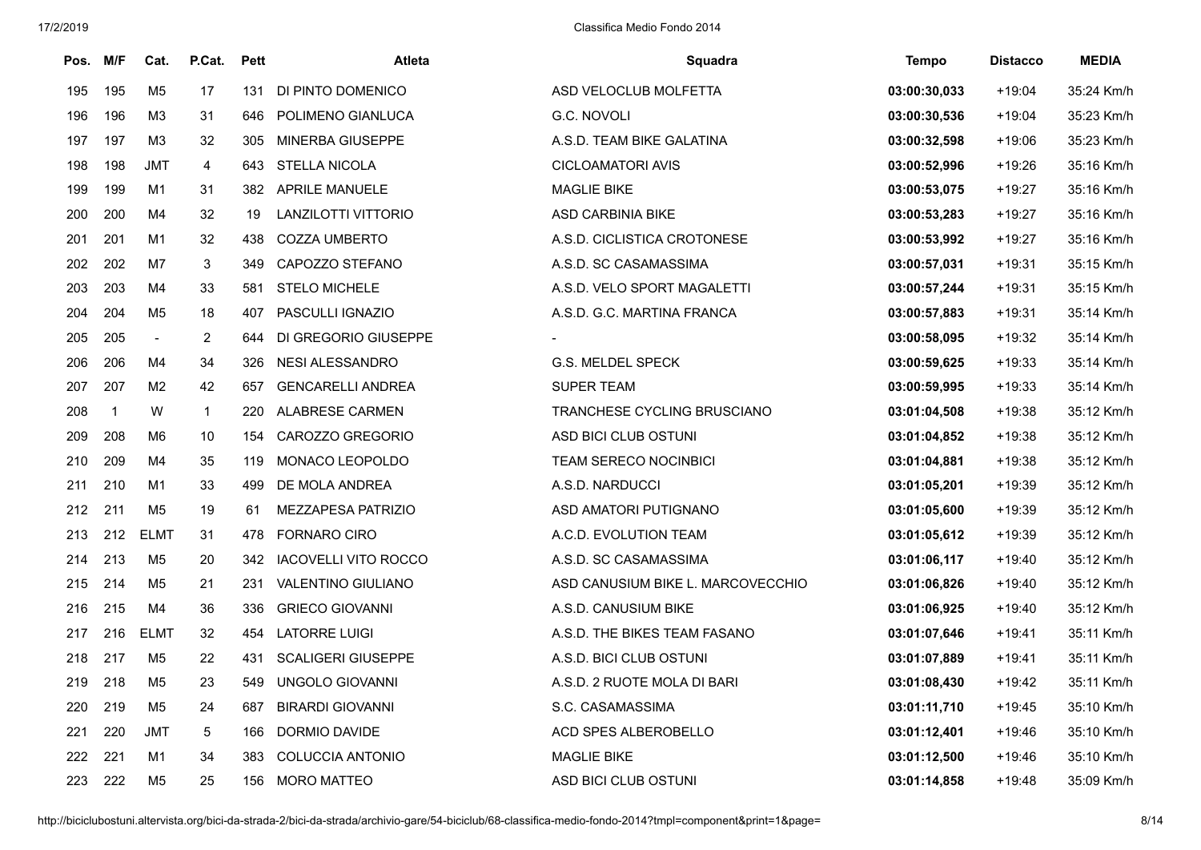| Pos. | M/F | Cat. | P.Cat. | Pett | Atleta | Squadra | Tempo | Distacco | MEDIA |
|---|---|---|---|---|---|---|---|---|---|
| 195 | 195 | M5 | 17 | 131 | DI PINTO DOMENICO | ASD VELOCLUB MOLFETTA | **03:00:30,033** | +19:04 | 35:24 Km/h |
| 196 | 196 | M3 | 31 | 646 | POLIMENO GIANLUCA | G.C. NOVOLI | **03:00:30,536** | +19:04 | 35:23 Km/h |
| 197 | 197 | M3 | 32 | 305 | MINERBA GIUSEPPE | A.S.D. TEAM BIKE GALATINA | **03:00:32,598** | +19:06 | 35:23 Km/h |
| 198 | 198 | JMT | 4 | 643 | STELLA NICOLA | CICLOAMATORI AVIS | **03:00:52,996** | +19:26 | 35:16 Km/h |
| 199 | 199 | M1 | 31 | 382 | APRILE MANUELE | MAGLIE BIKE | **03:00:53,075** | +19:27 | 35:16 Km/h |
| 200 | 200 | M4 | 32 | 19 | LANZILOTTI VITTORIO | ASD CARBINIA BIKE | **03:00:53,283** | +19:27 | 35:16 Km/h |
| 201 | 201 | M1 | 32 | 438 | COZZA UMBERTO | A.S.D. CICLISTICA CROTONESE | **03:00:53,992** | +19:27 | 35:16 Km/h |
| 202 | 202 | M7 | 3 | 349 | CAPOZZO STEFANO | A.S.D. SC CASAMASSIMA | **03:00:57,031** | +19:31 | 35:15 Km/h |
| 203 | 203 | M4 | 33 | 581 | STELO MICHELE | A.S.D. VELO SPORT MAGALETTI | **03:00:57,244** | +19:31 | 35:15 Km/h |
| 204 | 204 | M5 | 18 | 407 | PASCULLI IGNAZIO | A.S.D. G.C. MARTINA FRANCA | **03:00:57,883** | +19:31 | 35:14 Km/h |
| 205 | 205 | - | 2 | 644 | DI GREGORIO GIUSEPPE | - | **03:00:58,095** | +19:32 | 35:14 Km/h |
| 206 | 206 | M4 | 34 | 326 | NESI ALESSANDRO | G.S. MELDEL SPECK | **03:00:59,625** | +19:33 | 35:14 Km/h |
| 207 | 207 | M2 | 42 | 657 | GENCARELLI ANDREA | SUPER TEAM | **03:00:59,995** | +19:33 | 35:14 Km/h |
| 208 | 1 | W | 1 | 220 | ALABRESE CARMEN | TRANCHESE CYCLING BRUSCIANO | **03:01:04,508** | +19:38 | 35:12 Km/h |
| 209 | 208 | M6 | 10 | 154 | CAROZZO GREGORIO | ASD BICI CLUB OSTUNI | **03:01:04,852** | +19:38 | 35:12 Km/h |
| 210 | 209 | M4 | 35 | 119 | MONACO LEOPOLDO | TEAM SERECO NOCINBICI | **03:01:04,881** | +19:38 | 35:12 Km/h |
| 211 | 210 | M1 | 33 | 499 | DE MOLA ANDREA | A.S.D. NARDUCCI | **03:01:05,201** | +19:39 | 35:12 Km/h |
| 212 | 211 | M5 | 19 | 61 | MEZZAPESA PATRIZIO | ASD AMATORI PUTIGNANO | **03:01:05,600** | +19:39 | 35:12 Km/h |
| 213 | 212 | ELMT | 31 | 478 | FORNARO CIRO | A.C.D. EVOLUTION TEAM | **03:01:05,612** | +19:39 | 35:12 Km/h |
| 214 | 213 | M5 | 20 | 342 | IACOVELLI VITO ROCCO | A.S.D. SC CASAMASSIMA | **03:01:06,117** | +19:40 | 35:12 Km/h |
| 215 | 214 | M5 | 21 | 231 | VALENTINO GIULIANO | ASD CANUSIUM BIKE L. MARCOVECCHIO | **03:01:06,826** | +19:40 | 35:12 Km/h |
| 216 | 215 | M4 | 36 | 336 | GRIECO GIOVANNI | A.S.D. CANUSIUM BIKE | **03:01:06,925** | +19:40 | 35:12 Km/h |
| 217 | 216 | ELMT | 32 | 454 | LATORRE LUIGI | A.S.D. THE BIKES TEAM FASANO | **03:01:07,646** | +19:41 | 35:11 Km/h |
| 218 | 217 | M5 | 22 | 431 | SCALIGERI GIUSEPPE | A.S.D. BICI CLUB OSTUNI | **03:01:07,889** | +19:41 | 35:11 Km/h |
| 219 | 218 | M5 | 23 | 549 | UNGOLO GIOVANNI | A.S.D. 2 RUOTE MOLA DI BARI | **03:01:08,430** | +19:42 | 35:11 Km/h |
| 220 | 219 | M5 | 24 | 687 | BIRARDI GIOVANNI | S.C. CASAMASSIMA | **03:01:11,710** | +19:45 | 35:10 Km/h |
| 221 | 220 | JMT | 5 | 166 | DORMIO DAVIDE | ACD SPES ALBEROBELLO | **03:01:12,401** | +19:46 | 35:10 Km/h |
| 222 | 221 | M1 | 34 | 383 | COLUCCIA ANTONIO | MAGLIE BIKE | **03:01:12,500** | +19:46 | 35:10 Km/h |
| 223 | 222 | M5 | 25 | 156 | MORO MATTEO | ASD BICI CLUB OSTUNI | **03:01:14,858** | +19:48 | 35:09 Km/h |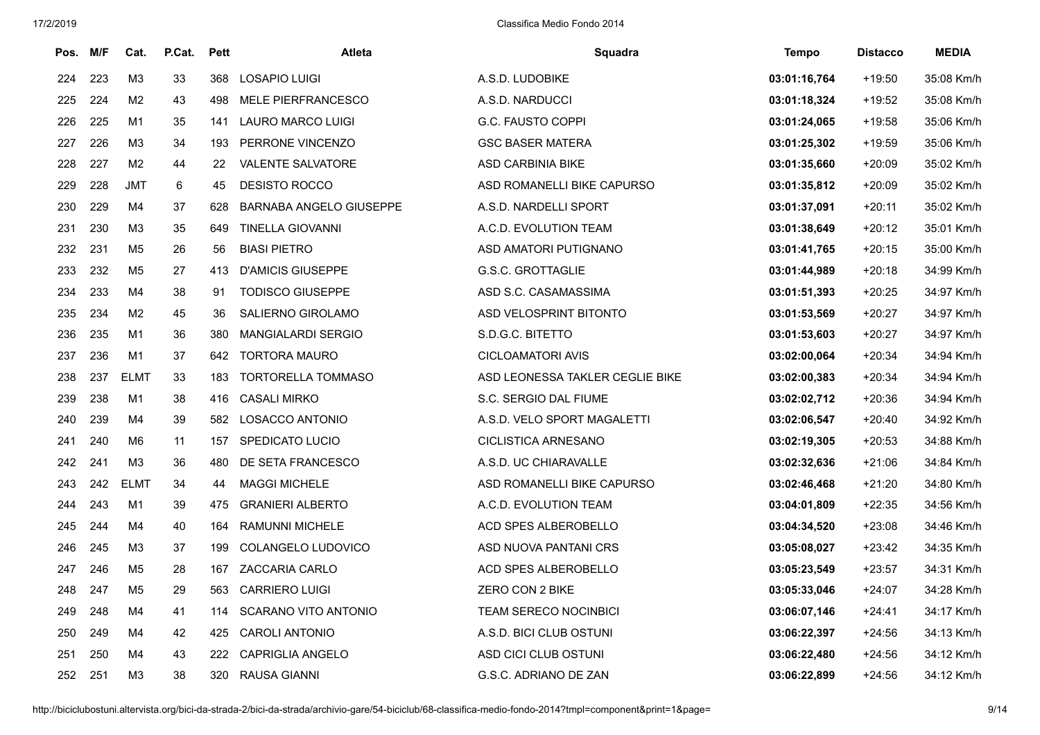| Pos. | M/F | Cat. | P.Cat. | Pett | Atleta | Squadra | Tempo | Distacco | MEDIA |
|---|---|---|---|---|---|---|---|---|---|
| 224 | 223 | M3 | 33 | 368 | LOSAPIO LUIGI | A.S.D. LUDOBIKE | **03:01:16,764** | +19:50 | 35:08 Km/h |
| 225 | 224 | M2 | 43 | 498 | MELE PIERFRANCESCO | A.S.D. NARDUCCI | **03:01:18,324** | +19:52 | 35:08 Km/h |
| 226 | 225 | M1 | 35 | 141 | LAURO MARCO LUIGI | G.C. FAUSTO COPPI | **03:01:24,065** | +19:58 | 35:06 Km/h |
| 227 | 226 | M3 | 34 | 193 | PERRONE VINCENZO | GSC BASER MATERA | **03:01:25,302** | +19:59 | 35:06 Km/h |
| 228 | 227 | M2 | 44 | 22 | VALENTE SALVATORE | ASD CARBINIA BIKE | **03:01:35,660** | +20:09 | 35:02 Km/h |
| 229 | 228 | JMT | 6 | 45 | DESISTO ROCCO | ASD ROMANELLI BIKE CAPURSO | **03:01:35,812** | +20:09 | 35:02 Km/h |
| 230 | 229 | M4 | 37 | 628 | BARNABA ANGELO GIUSEPPE | A.S.D. NARDELLI SPORT | **03:01:37,091** | +20:11 | 35:02 Km/h |
| 231 | 230 | M3 | 35 | 649 | TINELLA GIOVANNI | A.C.D. EVOLUTION TEAM | **03:01:38,649** | +20:12 | 35:01 Km/h |
| 232 | 231 | M5 | 26 | 56 | BIASI PIETRO | ASD AMATORI PUTIGNANO | **03:01:41,765** | +20:15 | 35:00 Km/h |
| 233 | 232 | M5 | 27 | 413 | D'AMICIS GIUSEPPE | G.S.C. GROTTAGLIE | **03:01:44,989** | +20:18 | 34:99 Km/h |
| 234 | 233 | M4 | 38 | 91 | TODISCO GIUSEPPE | ASD S.C. CASAMASSIMA | **03:01:51,393** | +20:25 | 34:97 Km/h |
| 235 | 234 | M2 | 45 | 36 | SALIERNO GIROLAMO | ASD VELOSPRINT BITONTO | **03:01:53,569** | +20:27 | 34:97 Km/h |
| 236 | 235 | M1 | 36 | 380 | MANGIALARDI SERGIO | S.D.G.C. BITETTO | **03:01:53,603** | +20:27 | 34:97 Km/h |
| 237 | 236 | M1 | 37 | 642 | TORTORA MAURO | CICLOAMATORI AVIS | **03:02:00,064** | +20:34 | 34:94 Km/h |
| 238 | 237 | ELMT | 33 | 183 | TORTORELLA TOMMASO | ASD LEONESSA TAKLER CEGLIE BIKE | **03:02:00,383** | +20:34 | 34:94 Km/h |
| 239 | 238 | M1 | 38 | 416 | CASALI MIRKO | S.C. SERGIO DAL FIUME | **03:02:02,712** | +20:36 | 34:94 Km/h |
| 240 | 239 | M4 | 39 | 582 | LOSACCO ANTONIO | A.S.D. VELO SPORT MAGALETTI | **03:02:06,547** | +20:40 | 34:92 Km/h |
| 241 | 240 | M6 | 11 | 157 | SPEDICATO LUCIO | CICLISTICA ARNESANO | **03:02:19,305** | +20:53 | 34:88 Km/h |
| 242 | 241 | M3 | 36 | 480 | DE SETA FRANCESCO | A.S.D. UC CHIARAVALLE | **03:02:32,636** | +21:06 | 34:84 Km/h |
| 243 | 242 | ELMT | 34 | 44 | MAGGI MICHELE | ASD ROMANELLI BIKE CAPURSO | **03:02:46,468** | +21:20 | 34:80 Km/h |
| 244 | 243 | M1 | 39 | 475 | GRANIERI ALBERTO | A.C.D. EVOLUTION TEAM | **03:04:01,809** | +22:35 | 34:56 Km/h |
| 245 | 244 | M4 | 40 | 164 | RAMUNNI MICHELE | ACD SPES ALBEROBELLO | **03:04:34,520** | +23:08 | 34:46 Km/h |
| 246 | 245 | M3 | 37 | 199 | COLANGELO LUDOVICO | ASD NUOVA PANTANI CRS | **03:05:08,027** | +23:42 | 34:35 Km/h |
| 247 | 246 | M5 | 28 | 167 | ZACCARIA CARLO | ACD SPES ALBEROBELLO | **03:05:23,549** | +23:57 | 34:31 Km/h |
| 248 | 247 | M5 | 29 | 563 | CARRIERO LUIGI | ZERO CON 2 BIKE | **03:05:33,046** | +24:07 | 34:28 Km/h |
| 249 | 248 | M4 | 41 | 114 | SCARANO VITO ANTONIO | TEAM SERECO NOCINBICI | **03:06:07,146** | +24:41 | 34:17 Km/h |
| 250 | 249 | M4 | 42 | 425 | CAROLI ANTONIO | A.S.D. BICI CLUB OSTUNI | **03:06:22,397** | +24:56 | 34:13 Km/h |
| 251 | 250 | M4 | 43 | 222 | CAPRIGLIA ANGELO | ASD CICI CLUB OSTUNI | **03:06:22,480** | +24:56 | 34:12 Km/h |
| 252 | 251 | M3 | 38 | 320 | RAUSA GIANNI | G.S.C. ADRIANO DE ZAN | **03:06:22,899** | +24:56 | 34:12 Km/h |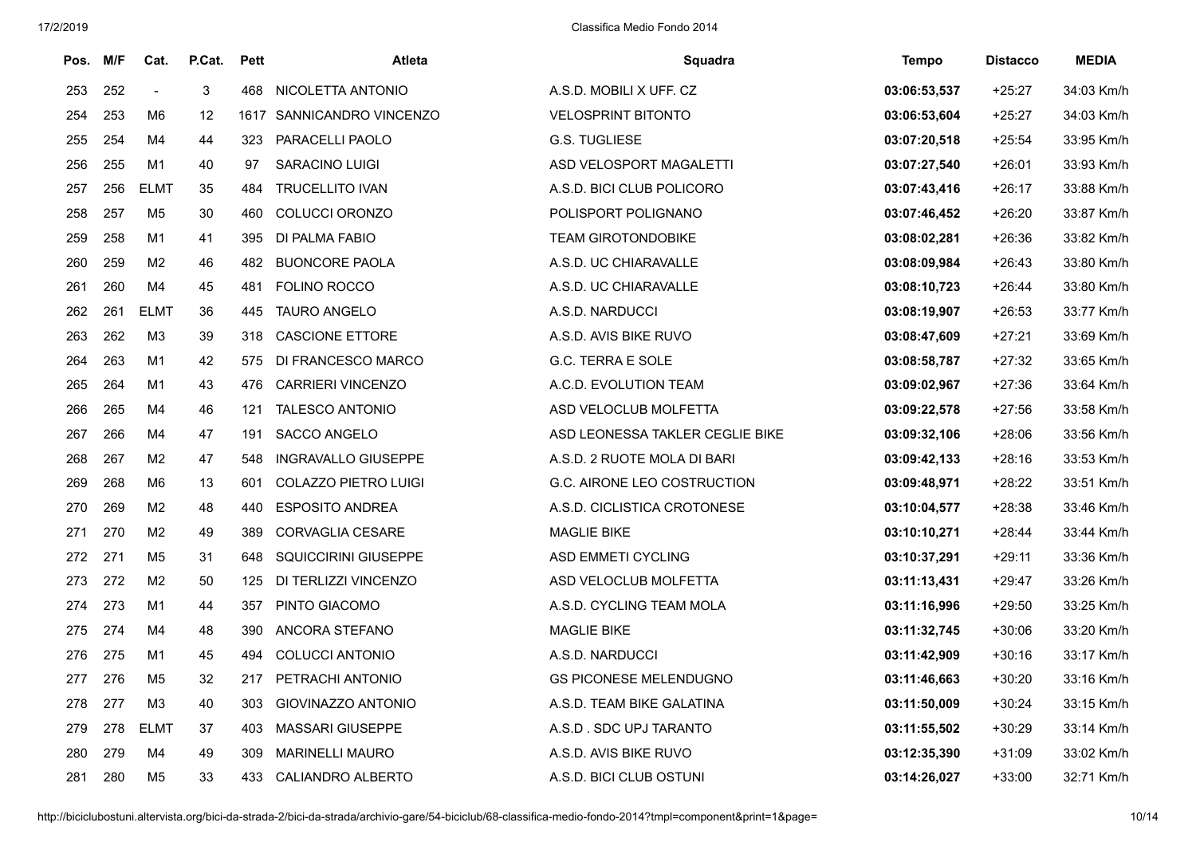| Pos. | M/F | Cat. | P.Cat. | Pett | Atleta | Squadra | Tempo | Distacco | MEDIA |
|---|---|---|---|---|---|---|---|---|---|
| 253 | 252 | - | 3 | 468 | NICOLETTA ANTONIO | A.S.D. MOBILI X UFF. CZ | **03:06:53,537** | +25:27 | 34:03 Km/h |
| 254 | 253 | M6 | 12 | 1617 | SANNICANDRO VINCENZO | VELOSPRINT BITONTO | **03:06:53,604** | +25:27 | 34:03 Km/h |
| 255 | 254 | M4 | 44 | 323 | PARACELLI PAOLO | G.S. TUGLIESE | **03:07:20,518** | +25:54 | 33:95 Km/h |
| 256 | 255 | M1 | 40 | 97 | SARACINO LUIGI | ASD VELOSPORT MAGALETTI | **03:07:27,540** | +26:01 | 33:93 Km/h |
| 257 | 256 | ELMT | 35 | 484 | TRUCELLITO IVAN | A.S.D. BICI CLUB POLICORO | **03:07:43,416** | +26:17 | 33:88 Km/h |
| 258 | 257 | M5 | 30 | 460 | COLUCCI ORONZO | POLISPORT POLIGNANO | **03:07:46,452** | +26:20 | 33:87 Km/h |
| 259 | 258 | M1 | 41 | 395 | DI PALMA FABIO | TEAM GIROTONDOBIKE | **03:08:02,281** | +26:36 | 33:82 Km/h |
| 260 | 259 | M2 | 46 | 482 | BUONCORE PAOLA | A.S.D. UC CHIARAVALLE | **03:08:09,984** | +26:43 | 33:80 Km/h |
| 261 | 260 | M4 | 45 | 481 | FOLINO ROCCO | A.S.D. UC CHIARAVALLE | **03:08:10,723** | +26:44 | 33:80 Km/h |
| 262 | 261 | ELMT | 36 | 445 | TAURO ANGELO | A.S.D. NARDUCCI | **03:08:19,907** | +26:53 | 33:77 Km/h |
| 263 | 262 | M3 | 39 | 318 | CASCIONE ETTORE | A.S.D. AVIS BIKE RUVO | **03:08:47,609** | +27:21 | 33:69 Km/h |
| 264 | 263 | M1 | 42 | 575 | DI FRANCESCO MARCO | G.C. TERRA E SOLE | **03:08:58,787** | +27:32 | 33:65 Km/h |
| 265 | 264 | M1 | 43 | 476 | CARRIERI VINCENZO | A.C.D. EVOLUTION TEAM | **03:09:02,967** | +27:36 | 33:64 Km/h |
| 266 | 265 | M4 | 46 | 121 | TALESCO ANTONIO | ASD VELOCLUB MOLFETTA | **03:09:22,578** | +27:56 | 33:58 Km/h |
| 267 | 266 | M4 | 47 | 191 | SACCO ANGELO | ASD LEONESSA TAKLER CEGLIE BIKE | **03:09:32,106** | +28:06 | 33:56 Km/h |
| 268 | 267 | M2 | 47 | 548 | INGRAVALLO GIUSEPPE | A.S.D. 2 RUOTE MOLA DI BARI | **03:09:42,133** | +28:16 | 33:53 Km/h |
| 269 | 268 | M6 | 13 | 601 | COLAZZO PIETRO LUIGI | G.C. AIRONE LEO COSTRUCTION | **03:09:48,971** | +28:22 | 33:51 Km/h |
| 270 | 269 | M2 | 48 | 440 | ESPOSITO ANDREA | A.S.D. CICLISTICA CROTONESE | **03:10:04,577** | +28:38 | 33:46 Km/h |
| 271 | 270 | M2 | 49 | 389 | CORVAGLIA CESARE | MAGLIE BIKE | **03:10:10,271** | +28:44 | 33:44 Km/h |
| 272 | 271 | M5 | 31 | 648 | SQUICCIRINI GIUSEPPE | ASD EMMETI CYCLING | **03:10:37,291** | +29:11 | 33:36 Km/h |
| 273 | 272 | M2 | 50 | 125 | DI TERLIZZI VINCENZO | ASD VELOCLUB MOLFETTA | **03:11:13,431** | +29:47 | 33:26 Km/h |
| 274 | 273 | M1 | 44 | 357 | PINTO GIACOMO | A.S.D. CYCLING TEAM MOLA | **03:11:16,996** | +29:50 | 33:25 Km/h |
| 275 | 274 | M4 | 48 | 390 | ANCORA STEFANO | MAGLIE BIKE | **03:11:32,745** | +30:06 | 33:20 Km/h |
| 276 | 275 | M1 | 45 | 494 | COLUCCI ANTONIO | A.S.D. NARDUCCI | **03:11:42,909** | +30:16 | 33:17 Km/h |
| 277 | 276 | M5 | 32 | 217 | PETRACHI ANTONIO | GS PICONESE MELENDUGNO | **03:11:46,663** | +30:20 | 33:16 Km/h |
| 278 | 277 | M3 | 40 | 303 | GIOVINAZZO ANTONIO | A.S.D. TEAM BIKE GALATINA | **03:11:50,009** | +30:24 | 33:15 Km/h |
| 279 | 278 | ELMT | 37 | 403 | MASSARI GIUSEPPE | A.S.D . SDC UPJ TARANTO | **03:11:55,502** | +30:29 | 33:14 Km/h |
| 280 | 279 | M4 | 49 | 309 | MARINELLI MAURO | A.S.D. AVIS BIKE RUVO | **03:12:35,390** | +31:09 | 33:02 Km/h |
| 281 | 280 | M5 | 33 | 433 | CALIANDRO ALBERTO | A.S.D. BICI CLUB OSTUNI | **03:14:26,027** | +33:00 | 32:71 Km/h |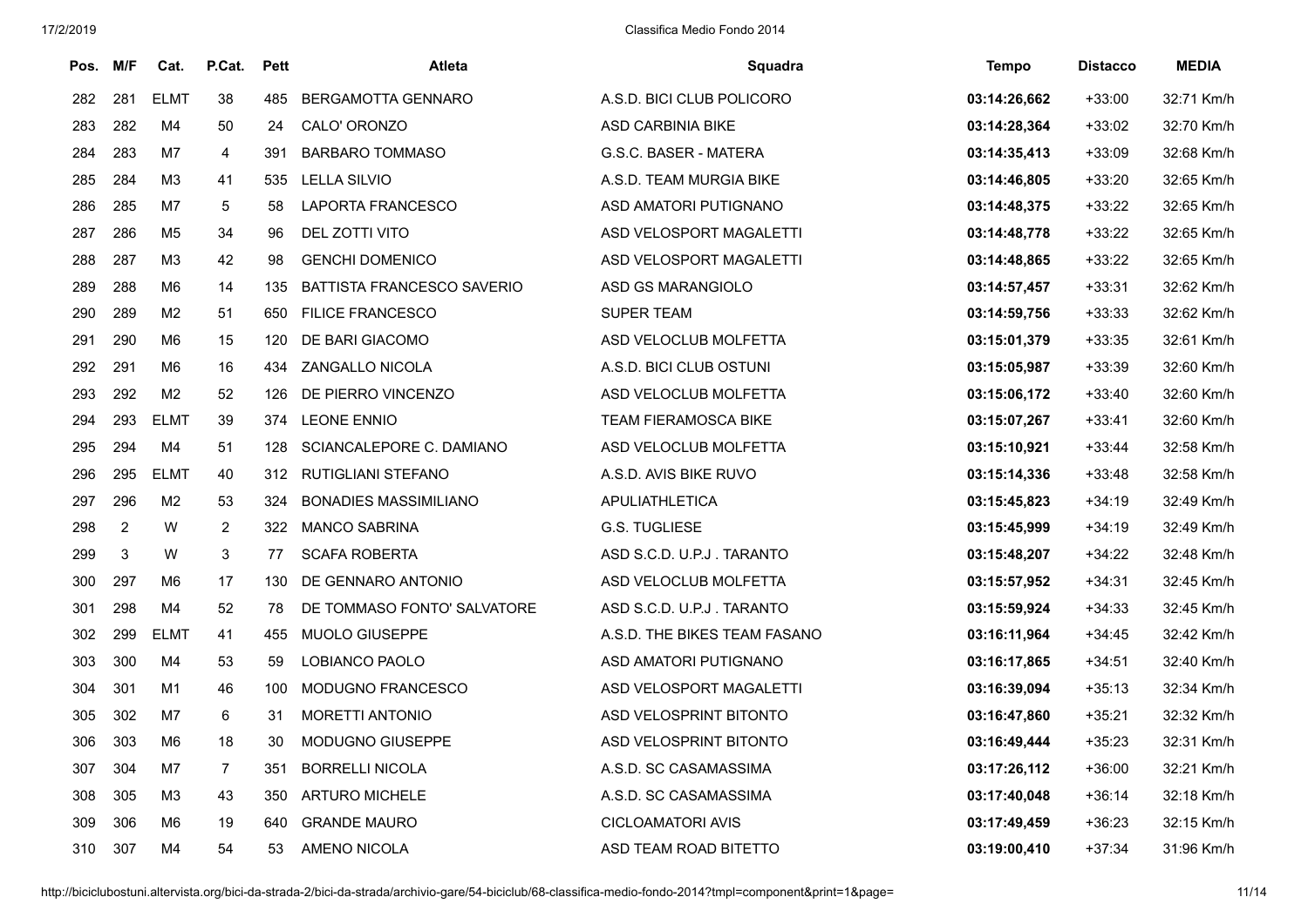| Pos. | M/F | Cat. | P.Cat. | Pett | Atleta | Squadra | Tempo | Distacco | MEDIA |
|---|---|---|---|---|---|---|---|---|---|
| 282 | 281 | ELMT | 38 | 485 | BERGAMOTTA GENNARO | A.S.D. BICI CLUB POLICORO | **03:14:26,662** | +33:00 | 32:71 Km/h |
| 283 | 282 | M4 | 50 | 24 | CALO' ORONZO | ASD CARBINIA BIKE | **03:14:28,364** | +33:02 | 32:70 Km/h |
| 284 | 283 | M7 | 4 | 391 | BARBARO TOMMASO | G.S.C. BASER - MATERA | **03:14:35,413** | +33:09 | 32:68 Km/h |
| 285 | 284 | M3 | 41 | 535 | LELLA SILVIO | A.S.D. TEAM MURGIA BIKE | **03:14:46,805** | +33:20 | 32:65 Km/h |
| 286 | 285 | M7 | 5 | 58 | LAPORTA FRANCESCO | ASD AMATORI PUTIGNANO | **03:14:48,375** | +33:22 | 32:65 Km/h |
| 287 | 286 | M5 | 34 | 96 | DEL ZOTTI VITO | ASD VELOSPORT MAGALETTI | **03:14:48,778** | +33:22 | 32:65 Km/h |
| 288 | 287 | M3 | 42 | 98 | GENCHI DOMENICO | ASD VELOSPORT MAGALETTI | **03:14:48,865** | +33:22 | 32:65 Km/h |
| 289 | 288 | M6 | 14 | 135 | BATTISTA FRANCESCO SAVERIO | ASD GS MARANGIOLO | **03:14:57,457** | +33:31 | 32:62 Km/h |
| 290 | 289 | M2 | 51 | 650 | FILICE FRANCESCO | SUPER TEAM | **03:14:59,756** | +33:33 | 32:62 Km/h |
| 291 | 290 | M6 | 15 | 120 | DE BARI GIACOMO | ASD VELOCLUB MOLFETTA | **03:15:01,379** | +33:35 | 32:61 Km/h |
| 292 | 291 | M6 | 16 | 434 | ZANGALLO NICOLA | A.S.D. BICI CLUB OSTUNI | **03:15:05,987** | +33:39 | 32:60 Km/h |
| 293 | 292 | M2 | 52 | 126 | DE PIERRO VINCENZO | ASD VELOCLUB MOLFETTA | **03:15:06,172** | +33:40 | 32:60 Km/h |
| 294 | 293 | ELMT | 39 | 374 | LEONE ENNIO | TEAM FIERAMOSCA BIKE | **03:15:07,267** | +33:41 | 32:60 Km/h |
| 295 | 294 | M4 | 51 | 128 | SCIANCALEPORE C. DAMIANO | ASD VELOCLUB MOLFETTA | **03:15:10,921** | +33:44 | 32:58 Km/h |
| 296 | 295 | ELMT | 40 | 312 | RUTIGLIANI STEFANO | A.S.D. AVIS BIKE RUVO | **03:15:14,336** | +33:48 | 32:58 Km/h |
| 297 | 296 | M2 | 53 | 324 | BONADIES MASSIMILIANO | APULIATHLETICA | **03:15:45,823** | +34:19 | 32:49 Km/h |
| 298 | 2 | W | 2 | 322 | MANCO SABRINA | G.S. TUGLIESE | **03:15:45,999** | +34:19 | 32:49 Km/h |
| 299 | 3 | W | 3 | 77 | SCAFA ROBERTA | ASD S.C.D. U.P.J . TARANTO | **03:15:48,207** | +34:22 | 32:48 Km/h |
| 300 | 297 | M6 | 17 | 130 | DE GENNARO ANTONIO | ASD VELOCLUB MOLFETTA | **03:15:57,952** | +34:31 | 32:45 Km/h |
| 301 | 298 | M4 | 52 | 78 | DE TOMMASO FONTO' SALVATORE | ASD S.C.D. U.P.J . TARANTO | **03:15:59,924** | +34:33 | 32:45 Km/h |
| 302 | 299 | ELMT | 41 | 455 | MUOLO GIUSEPPE | A.S.D. THE BIKES TEAM FASANO | **03:16:11,964** | +34:45 | 32:42 Km/h |
| 303 | 300 | M4 | 53 | 59 | LOBIANCO PAOLO | ASD AMATORI PUTIGNANO | **03:16:17,865** | +34:51 | 32:40 Km/h |
| 304 | 301 | M1 | 46 | 100 | MODUGNO FRANCESCO | ASD VELOSPORT MAGALETTI | **03:16:39,094** | +35:13 | 32:34 Km/h |
| 305 | 302 | M7 | 6 | 31 | MORETTI ANTONIO | ASD VELOSPRINT BITONTO | **03:16:47,860** | +35:21 | 32:32 Km/h |
| 306 | 303 | M6 | 18 | 30 | MODUGNO GIUSEPPE | ASD VELOSPRINT BITONTO | **03:16:49,444** | +35:23 | 32:31 Km/h |
| 307 | 304 | M7 | 7 | 351 | BORRELLI NICOLA | A.S.D. SC CASAMASSIMA | **03:17:26,112** | +36:00 | 32:21 Km/h |
| 308 | 305 | M3 | 43 | 350 | ARTURO MICHELE | A.S.D. SC CASAMASSIMA | **03:17:40,048** | +36:14 | 32:18 Km/h |
| 309 | 306 | M6 | 19 | 640 | GRANDE MAURO | CICLOAMATORI AVIS | **03:17:49,459** | +36:23 | 32:15 Km/h |
| 310 | 307 | M4 | 54 | 53 | AMENO NICOLA | ASD TEAM ROAD BITETTO | **03:19:00,410** | +37:34 | 31:96 Km/h |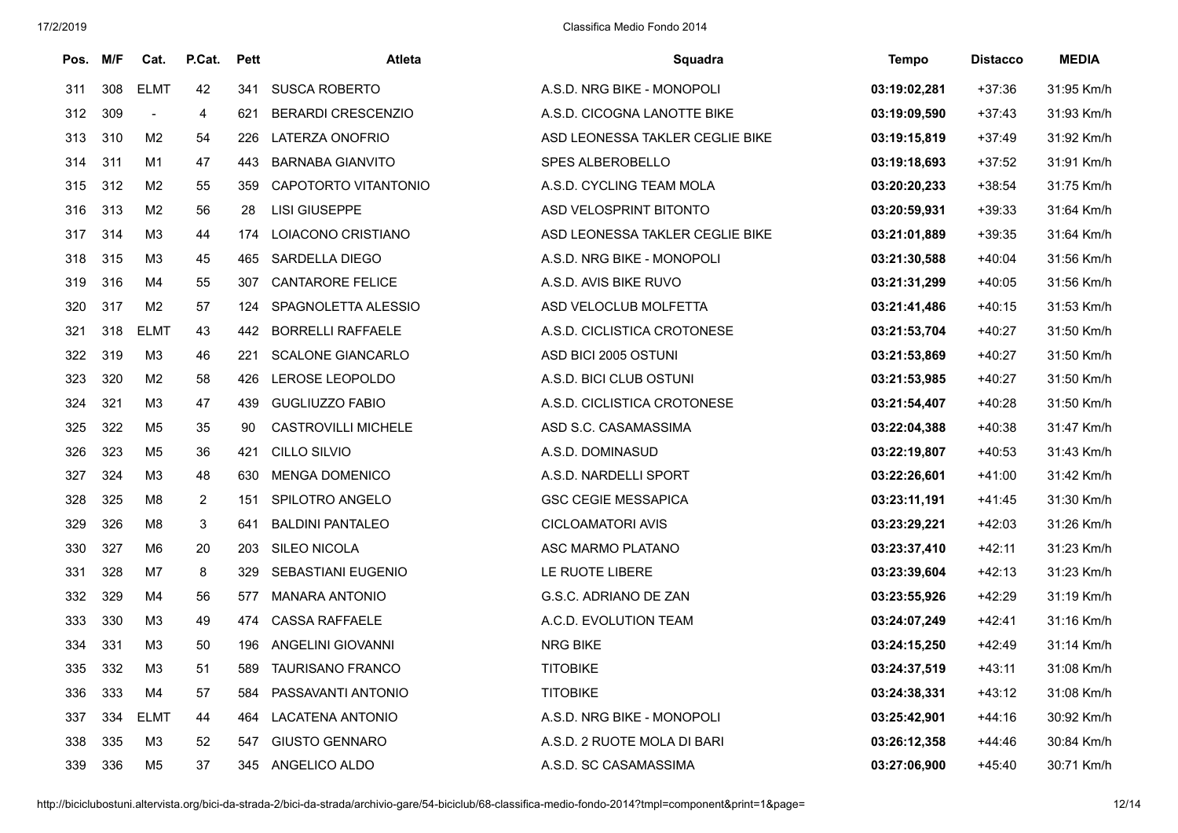| Pos. | M/F | Cat. | P.Cat. | Pett | Atleta | Squadra | Tempo | Distacco | MEDIA |
|---|---|---|---|---|---|---|---|---|---|
| 311 | 308 | ELMT | 42 | 341 | SUSCA ROBERTO | A.S.D. NRG BIKE - MONOPOLI | **03:19:02,281** | +37:36 | 31:95 Km/h |
| 312 | 309 | - | 4 | 621 | BERARDI CRESCENZIO | A.S.D. CICOGNA LANOTTE BIKE | **03:19:09,590** | +37:43 | 31:93 Km/h |
| 313 | 310 | M2 | 54 | 226 | LATERZA ONOFRIO | ASD LEONESSA TAKLER CEGLIE BIKE | **03:19:15,819** | +37:49 | 31:92 Km/h |
| 314 | 311 | M1 | 47 | 443 | BARNABA GIANVITO | SPES ALBEROBELLO | **03:19:18,693** | +37:52 | 31:91 Km/h |
| 315 | 312 | M2 | 55 | 359 | CAPOTORTO VITANTONIO | A.S.D. CYCLING TEAM MOLA | **03:20:20,233** | +38:54 | 31:75 Km/h |
| 316 | 313 | M2 | 56 | 28 | LISI GIUSEPPE | ASD VELOSPRINT BITONTO | **03:20:59,931** | +39:33 | 31:64 Km/h |
| 317 | 314 | M3 | 44 | 174 | LOIACONO CRISTIANO | ASD LEONESSA TAKLER CEGLIE BIKE | **03:21:01,889** | +39:35 | 31:64 Km/h |
| 318 | 315 | M3 | 45 | 465 | SARDELLA DIEGO | A.S.D. NRG BIKE - MONOPOLI | **03:21:30,588** | +40:04 | 31:56 Km/h |
| 319 | 316 | M4 | 55 | 307 | CANTARORE FELICE | A.S.D. AVIS BIKE RUVO | **03:21:31,299** | +40:05 | 31:56 Km/h |
| 320 | 317 | M2 | 57 | 124 | SPAGNOLETTA ALESSIO | ASD VELOCLUB MOLFETTA | **03:21:41,486** | +40:15 | 31:53 Km/h |
| 321 | 318 | ELMT | 43 | 442 | BORRELLI RAFFAELE | A.S.D. CICLISTICA CROTONESE | **03:21:53,704** | +40:27 | 31:50 Km/h |
| 322 | 319 | M3 | 46 | 221 | SCALONE GIANCARLO | ASD BICI 2005 OSTUNI | **03:21:53,869** | +40:27 | 31:50 Km/h |
| 323 | 320 | M2 | 58 | 426 | LEROSE LEOPOLDO | A.S.D. BICI CLUB OSTUNI | **03:21:53,985** | +40:27 | 31:50 Km/h |
| 324 | 321 | M3 | 47 | 439 | GUGLIUZZO FABIO | A.S.D. CICLISTICA CROTONESE | **03:21:54,407** | +40:28 | 31:50 Km/h |
| 325 | 322 | M5 | 35 | 90 | CASTROVILLI MICHELE | ASD S.C. CASAMASSIMA | **03:22:04,388** | +40:38 | 31:47 Km/h |
| 326 | 323 | M5 | 36 | 421 | CILLO SILVIO | A.S.D. DOMINASUD | **03:22:19,807** | +40:53 | 31:43 Km/h |
| 327 | 324 | M3 | 48 | 630 | MENGA DOMENICO | A.S.D. NARDELLI SPORT | **03:22:26,601** | +41:00 | 31:42 Km/h |
| 328 | 325 | M8 | 2 | 151 | SPILOTRO ANGELO | GSC CEGIE MESSAPICA | **03:23:11,191** | +41:45 | 31:30 Km/h |
| 329 | 326 | M8 | 3 | 641 | BALDINI PANTALEO | CICLOAMATORI AVIS | **03:23:29,221** | +42:03 | 31:26 Km/h |
| 330 | 327 | M6 | 20 | 203 | SILEO NICOLA | ASC MARMO PLATANO | **03:23:37,410** | +42:11 | 31:23 Km/h |
| 331 | 328 | M7 | 8 | 329 | SEBASTIANI EUGENIO | LE RUOTE LIBERE | **03:23:39,604** | +42:13 | 31:23 Km/h |
| 332 | 329 | M4 | 56 | 577 | MANARA ANTONIO | G.S.C. ADRIANO DE ZAN | **03:23:55,926** | +42:29 | 31:19 Km/h |
| 333 | 330 | M3 | 49 | 474 | CASSA RAFFAELE | A.C.D. EVOLUTION TEAM | **03:24:07,249** | +42:41 | 31:16 Km/h |
| 334 | 331 | M3 | 50 | 196 | ANGELINI GIOVANNI | NRG BIKE | **03:24:15,250** | +42:49 | 31:14 Km/h |
| 335 | 332 | M3 | 51 | 589 | TAURISANO FRANCO | TITOBIKE | **03:24:37,519** | +43:11 | 31:08 Km/h |
| 336 | 333 | M4 | 57 | 584 | PASSAVANTI ANTONIO | TITOBIKE | **03:24:38,331** | +43:12 | 31:08 Km/h |
| 337 | 334 | ELMT | 44 | 464 | LACATENA ANTONIO | A.S.D. NRG BIKE - MONOPOLI | **03:25:42,901** | +44:16 | 30:92 Km/h |
| 338 | 335 | M3 | 52 | 547 | GIUSTO GENNARO | A.S.D. 2 RUOTE MOLA DI BARI | **03:26:12,358** | +44:46 | 30:84 Km/h |
| 339 | 336 | M5 | 37 | 345 | ANGELICO ALDO | A.S.D. SC CASAMASSIMA | **03:27:06,900** | +45:40 | 30:71 Km/h |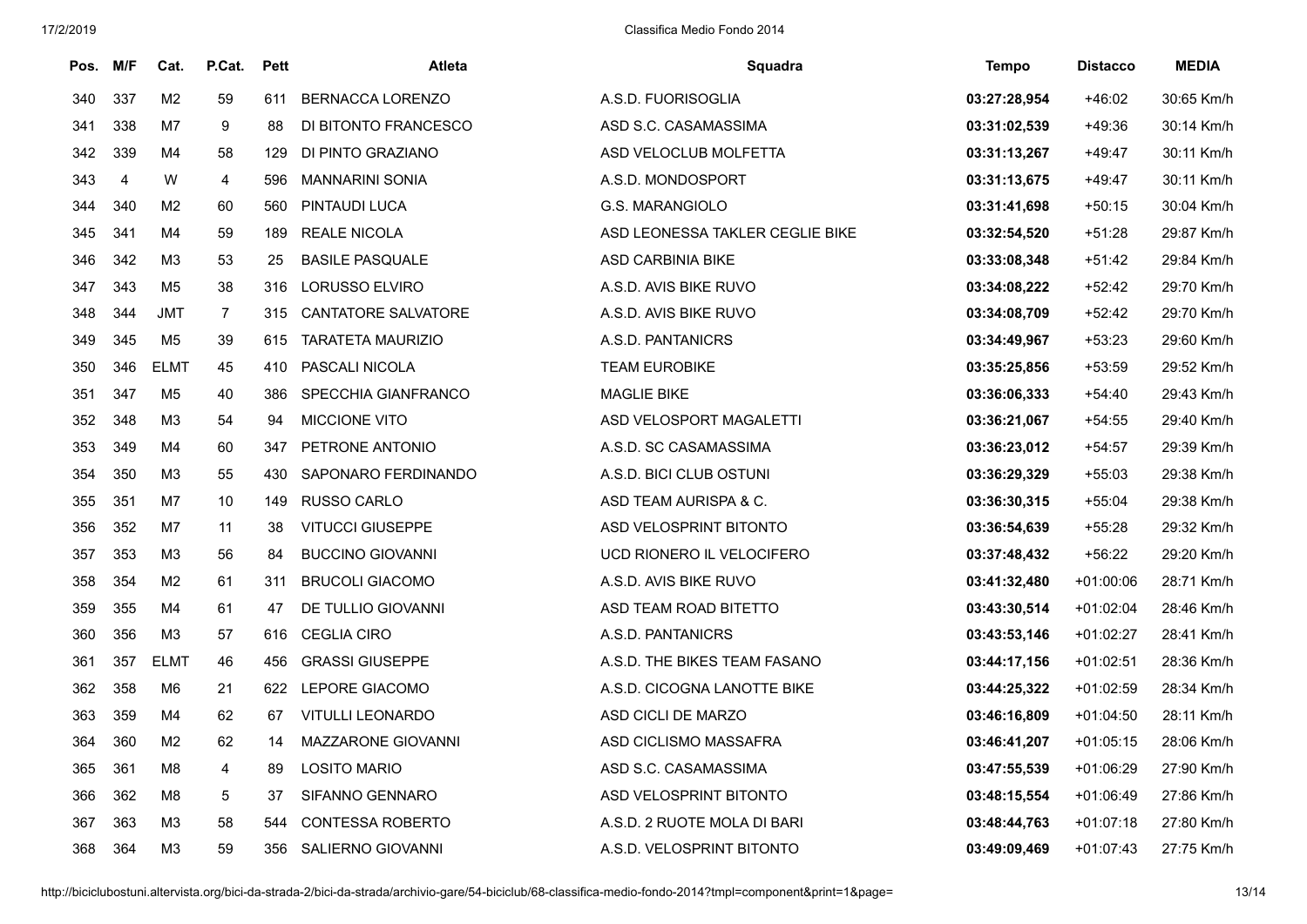| Pos. | M/F | Cat. | P.Cat. | Pett | Atleta | Squadra | Tempo | Distacco | MEDIA |
|---|---|---|---|---|---|---|---|---|---|
| 340 | 337 | M2 | 59 | 611 | BERNACCA LORENZO | A.S.D. FUORISOGLIA | **03:27:28,954** | +46:02 | 30:65 Km/h |
| 341 | 338 | M7 | 9 | 88 | DI BITONTO FRANCESCO | ASD S.C. CASAMASSIMA | **03:31:02,539** | +49:36 | 30:14 Km/h |
| 342 | 339 | M4 | 58 | 129 | DI PINTO GRAZIANO | ASD VELOCLUB MOLFETTA | **03:31:13,267** | +49:47 | 30:11 Km/h |
| 343 | 4 | W | 4 | 596 | MANNARINI SONIA | A.S.D. MONDOSPORT | **03:31:13,675** | +49:47 | 30:11 Km/h |
| 344 | 340 | M2 | 60 | 560 | PINTAUDI LUCA | G.S. MARANGIOLO | **03:31:41,698** | +50:15 | 30:04 Km/h |
| 345 | 341 | M4 | 59 | 189 | REALE NICOLA | ASD LEONESSA TAKLER CEGLIE BIKE | **03:32:54,520** | +51:28 | 29:87 Km/h |
| 346 | 342 | M3 | 53 | 25 | BASILE PASQUALE | ASD CARBINIA BIKE | **03:33:08,348** | +51:42 | 29:84 Km/h |
| 347 | 343 | M5 | 38 | 316 | LORUSSO ELVIRO | A.S.D. AVIS BIKE RUVO | **03:34:08,222** | +52:42 | 29:70 Km/h |
| 348 | 344 | JMT | 7 | 315 | CANTATORE SALVATORE | A.S.D. AVIS BIKE RUVO | **03:34:08,709** | +52:42 | 29:70 Km/h |
| 349 | 345 | M5 | 39 | 615 | TARATETA MAURIZIO | A.S.D. PANTANICRS | **03:34:49,967** | +53:23 | 29:60 Km/h |
| 350 | 346 | ELMT | 45 | 410 | PASCALI NICOLA | TEAM EUROBIKE | **03:35:25,856** | +53:59 | 29:52 Km/h |
| 351 | 347 | M5 | 40 | 386 | SPECCHIA GIANFRANCO | MAGLIE BIKE | **03:36:06,333** | +54:40 | 29:43 Km/h |
| 352 | 348 | M3 | 54 | 94 | MICCIONE VITO | ASD VELOSPORT MAGALETTI | **03:36:21,067** | +54:55 | 29:40 Km/h |
| 353 | 349 | M4 | 60 | 347 | PETRONE ANTONIO | A.S.D. SC CASAMASSIMA | **03:36:23,012** | +54:57 | 29:39 Km/h |
| 354 | 350 | M3 | 55 | 430 | SAPONARO FERDINANDO | A.S.D. BICI CLUB OSTUNI | **03:36:29,329** | +55:03 | 29:38 Km/h |
| 355 | 351 | M7 | 10 | 149 | RUSSO CARLO | ASD TEAM AURISPA & C. | **03:36:30,315** | +55:04 | 29:38 Km/h |
| 356 | 352 | M7 | 11 | 38 | VITUCCI GIUSEPPE | ASD VELOSPRINT BITONTO | **03:36:54,639** | +55:28 | 29:32 Km/h |
| 357 | 353 | M3 | 56 | 84 | BUCCINO GIOVANNI | UCD RIONERO IL VELOCIFERO | **03:37:48,432** | +56:22 | 29:20 Km/h |
| 358 | 354 | M2 | 61 | 311 | BRUCOLI GIACOMO | A.S.D. AVIS BIKE RUVO | **03:41:32,480** | +01:00:06 | 28:71 Km/h |
| 359 | 355 | M4 | 61 | 47 | DE TULLIO GIOVANNI | ASD TEAM ROAD BITETTO | **03:43:30,514** | +01:02:04 | 28:46 Km/h |
| 360 | 356 | M3 | 57 | 616 | CEGLIA CIRO | A.S.D. PANTANICRS | **03:43:53,146** | +01:02:27 | 28:41 Km/h |
| 361 | 357 | ELMT | 46 | 456 | GRASSI GIUSEPPE | A.S.D. THE BIKES TEAM FASANO | **03:44:17,156** | +01:02:51 | 28:36 Km/h |
| 362 | 358 | M6 | 21 | 622 | LEPORE GIACOMO | A.S.D. CICOGNA LANOTTE BIKE | **03:44:25,322** | +01:02:59 | 28:34 Km/h |
| 363 | 359 | M4 | 62 | 67 | VITULLI LEONARDO | ASD CICLI DE MARZO | **03:46:16,809** | +01:04:50 | 28:11 Km/h |
| 364 | 360 | M2 | 62 | 14 | MAZZARONE GIOVANNI | ASD CICLISMO MASSAFRA | **03:46:41,207** | +01:05:15 | 28:06 Km/h |
| 365 | 361 | M8 | 4 | 89 | LOSITO MARIO | ASD S.C. CASAMASSIMA | **03:47:55,539** | +01:06:29 | 27:90 Km/h |
| 366 | 362 | M8 | 5 | 37 | SIFANNO GENNARO | ASD VELOSPRINT BITONTO | **03:48:15,554** | +01:06:49 | 27:86 Km/h |
| 367 | 363 | M3 | 58 | 544 | CONTESSA ROBERTO | A.S.D. 2 RUOTE MOLA DI BARI | **03:48:44,763** | +01:07:18 | 27:80 Km/h |
| 368 | 364 | M3 | 59 | 356 | SALIERNO GIOVANNI | A.S.D. VELOSPRINT BITONTO | **03:49:09,469** | +01:07:43 | 27:75 Km/h |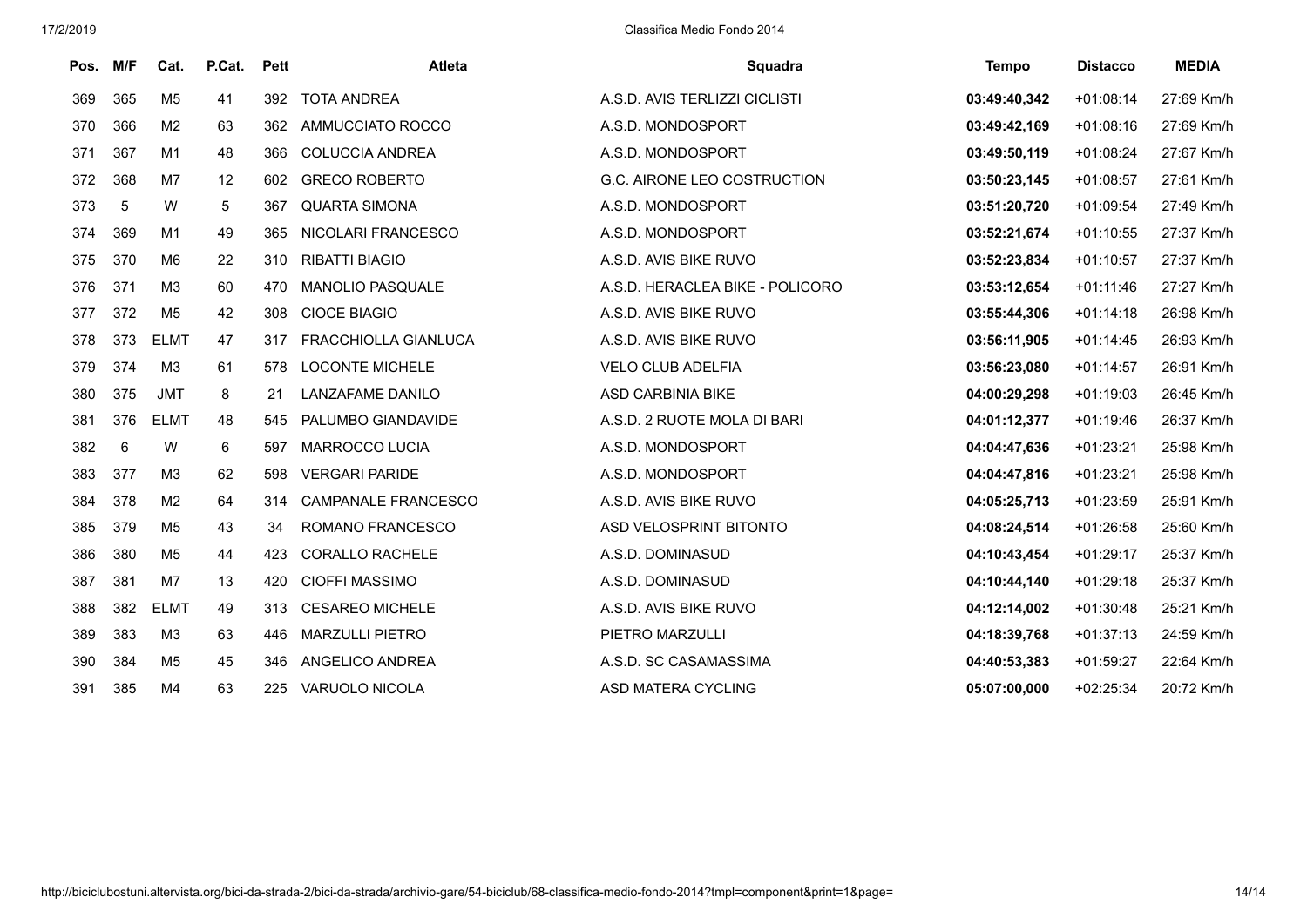| Pos. | M/F | Cat. | P.Cat. | Pett | Atleta | Squadra | Tempo | Distacco | MEDIA |
|---|---|---|---|---|---|---|---|---|---|
| 369 | 365 | M5 | 41 | 392 | TOTA ANDREA | A.S.D. AVIS TERLIZZI CICLISTI | **03:49:40,342** | +01:08:14 | 27:69 Km/h |
| 370 | 366 | M2 | 63 | 362 | AMMUCCIATO ROCCO | A.S.D. MONDOSPORT | **03:49:42,169** | +01:08:16 | 27:69 Km/h |
| 371 | 367 | M1 | 48 | 366 | COLUCCIA ANDREA | A.S.D. MONDOSPORT | **03:49:50,119** | +01:08:24 | 27:67 Km/h |
| 372 | 368 | M7 | 12 | 602 | GRECO ROBERTO | G.C. AIRONE LEO COSTRUCTION | **03:50:23,145** | +01:08:57 | 27:61 Km/h |
| 373 | 5 | W | 5 | 367 | QUARTA SIMONA | A.S.D. MONDOSPORT | **03:51:20,720** | +01:09:54 | 27:49 Km/h |
| 374 | 369 | M1 | 49 | 365 | NICOLARI FRANCESCO | A.S.D. MONDOSPORT | **03:52:21,674** | +01:10:55 | 27:37 Km/h |
| 375 | 370 | M6 | 22 | 310 | RIBATTI BIAGIO | A.S.D. AVIS BIKE RUVO | **03:52:23,834** | +01:10:57 | 27:37 Km/h |
| 376 | 371 | M3 | 60 | 470 | MANOLIO PASQUALE | A.S.D. HERACLEA BIKE - POLICORO | **03:53:12,654** | +01:11:46 | 27:27 Km/h |
| 377 | 372 | M5 | 42 | 308 | CIOCE BIAGIO | A.S.D. AVIS BIKE RUVO | **03:55:44,306** | +01:14:18 | 26:98 Km/h |
| 378 | 373 | ELMT | 47 | 317 | FRACCHIOLLA GIANLUCA | A.S.D. AVIS BIKE RUVO | **03:56:11,905** | +01:14:45 | 26:93 Km/h |
| 379 | 374 | M3 | 61 | 578 | LOCONTE MICHELE | VELO CLUB ADELFIA | **03:56:23,080** | +01:14:57 | 26:91 Km/h |
| 380 | 375 | JMT | 8 | 21 | LANZAFAME DANILO | ASD CARBINIA BIKE | **04:00:29,298** | +01:19:03 | 26:45 Km/h |
| 381 | 376 | ELMT | 48 | 545 | PALUMBO GIANDAVIDE | A.S.D. 2 RUOTE MOLA DI BARI | **04:01:12,377** | +01:19:46 | 26:37 Km/h |
| 382 | 6 | W | 6 | 597 | MARROCCO LUCIA | A.S.D. MONDOSPORT | **04:04:47,636** | +01:23:21 | 25:98 Km/h |
| 383 | 377 | M3 | 62 | 598 | VERGARI PARIDE | A.S.D. MONDOSPORT | **04:04:47,816** | +01:23:21 | 25:98 Km/h |
| 384 | 378 | M2 | 64 | 314 | CAMPANALE FRANCESCO | A.S.D. AVIS BIKE RUVO | **04:05:25,713** | +01:23:59 | 25:91 Km/h |
| 385 | 379 | M5 | 43 | 34 | ROMANO FRANCESCO | ASD VELOSPRINT BITONTO | **04:08:24,514** | +01:26:58 | 25:60 Km/h |
| 386 | 380 | M5 | 44 | 423 | CORALLO RACHELE | A.S.D. DOMINASUD | **04:10:43,454** | +01:29:17 | 25:37 Km/h |
| 387 | 381 | M7 | 13 | 420 | CIOFFI MASSIMO | A.S.D. DOMINASUD | **04:10:44,140** | +01:29:18 | 25:37 Km/h |
| 388 | 382 | ELMT | 49 | 313 | CESAREO MICHELE | A.S.D. AVIS BIKE RUVO | **04:12:14,002** | +01:30:48 | 25:21 Km/h |
| 389 | 383 | M3 | 63 | 446 | MARZULLI PIETRO | PIETRO MARZULLI | **04:18:39,768** | +01:37:13 | 24:59 Km/h |
| 390 | 384 | M5 | 45 | 346 | ANGELICO ANDREA | A.S.D. SC CASAMASSIMA | **04:40:53,383** | +01:59:27 | 22:64 Km/h |
| 391 | 385 | M4 | 63 | 225 | VARUOLO NICOLA | ASD MATERA CYCLING | **05:07:00,000** | +02:25:34 | 20:72 Km/h |